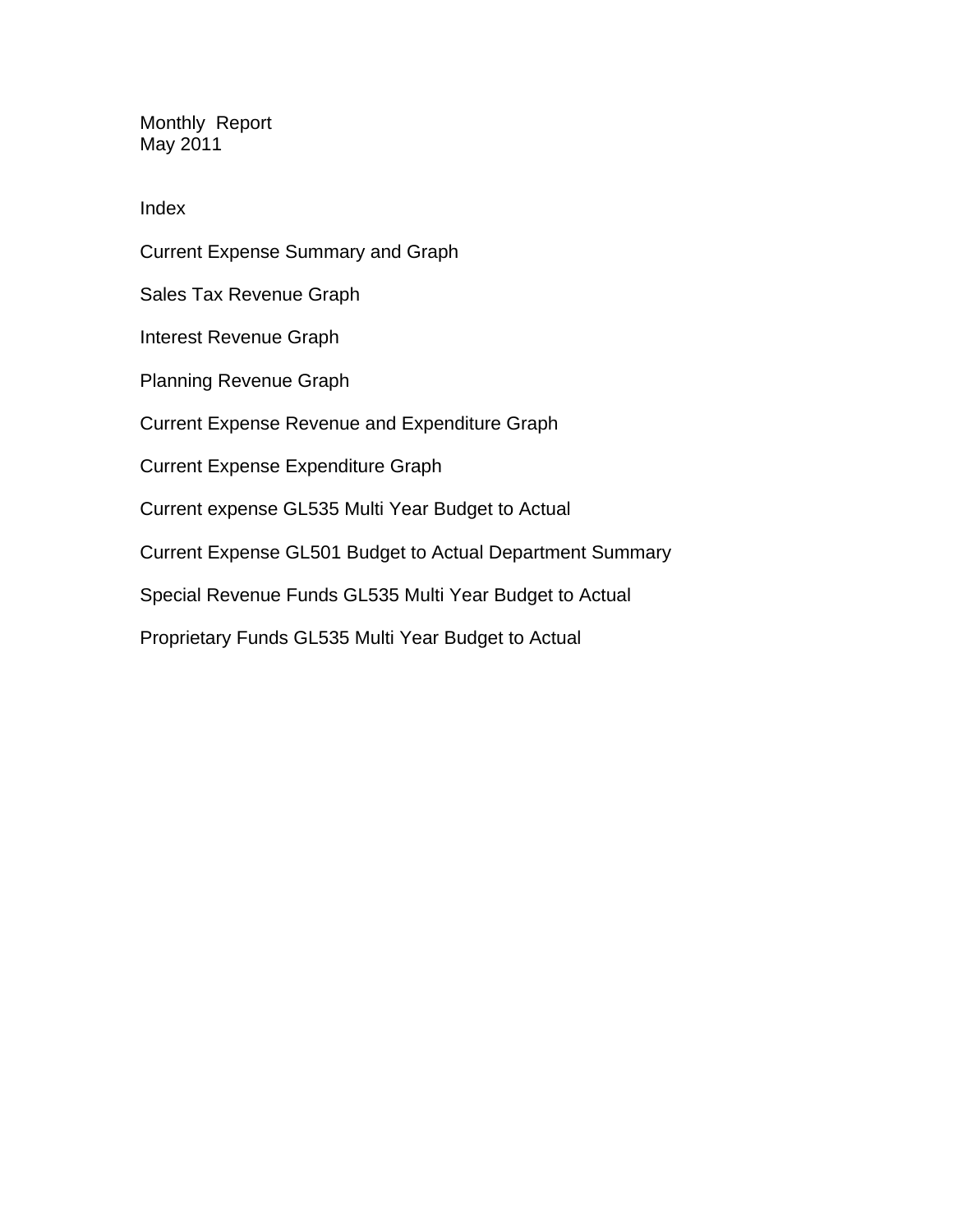Monthly Report
May 2011

Index

Current Expense Summary and Graph

Sales Tax Revenue Graph

Interest Revenue Graph

Planning Revenue Graph

Current Expense Revenue and Expenditure Graph

Current Expense Expenditure Graph

Current expense GL535 Multi Year Budget to Actual

Current Expense GL501 Budget to Actual Department Summary

Special Revenue Funds GL535 Multi Year Budget to Actual

Proprietary Funds GL535 Multi Year Budget to Actual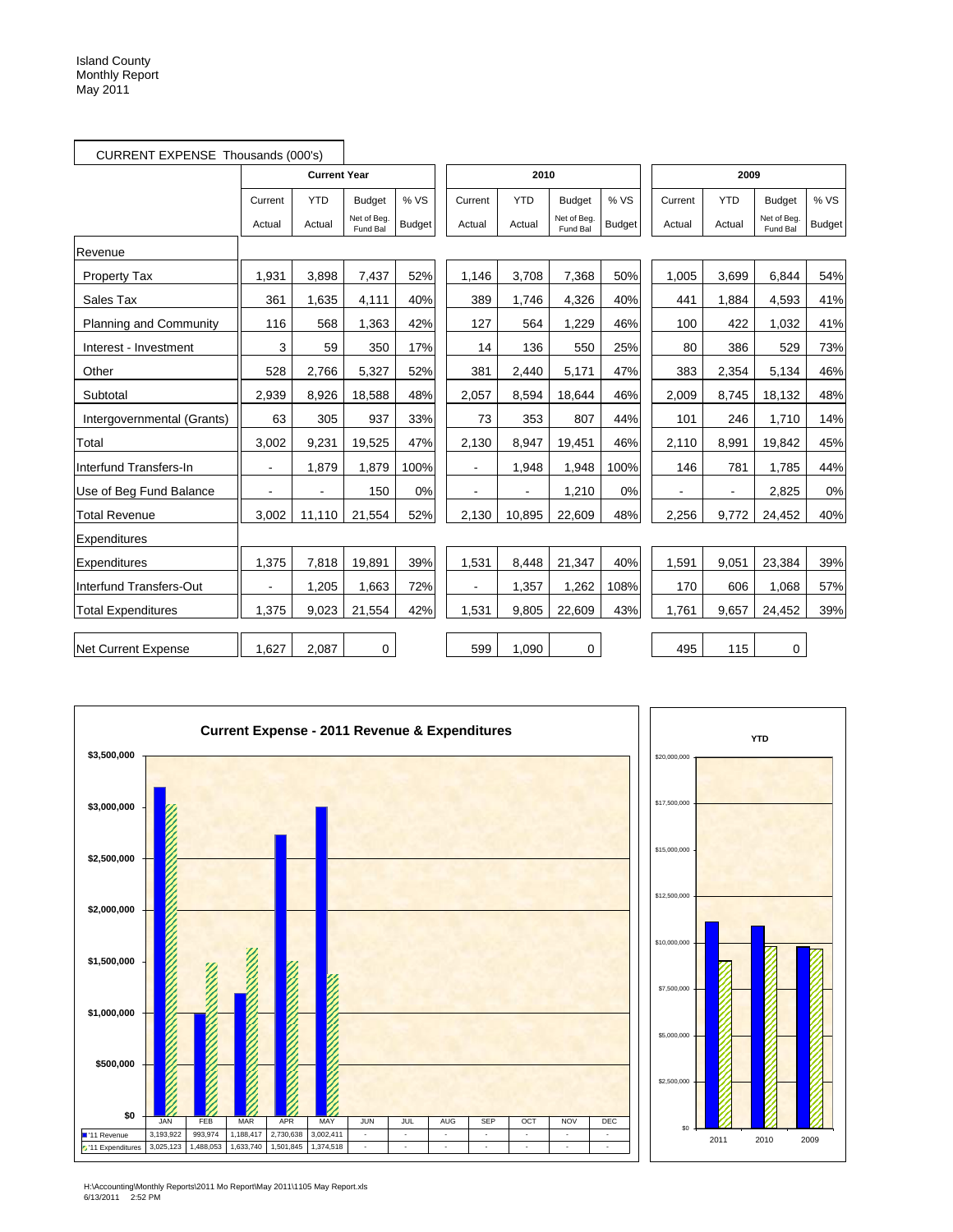Island County
Monthly Report
May 2011

CURRENT EXPENSE Thousands (000's)

| | Current Year | | | | 2010 | | | | 2009 | | | |
|---|---|---|---|---|---|---|---|---|---|---|---|---|
| | Current Actual | YTD Actual | Budget Net of Beg. Fund Bal | % VS Budget | Current Actual | YTD Actual | Budget Net of Beg. Fund Bal | % VS Budget | Current Actual | YTD Actual | Budget Net of Beg. Fund Bal | % VS Budget |
| Revenue | | | | | | | | | | | | |
| Property Tax | 1,931 | 3,898 | 7,437 | 52% | 1,146 | 3,708 | 7,368 | 50% | 1,005 | 3,699 | 6,844 | 54% |
| Sales Tax | 361 | 1,635 | 4,111 | 40% | 389 | 1,746 | 4,326 | 40% | 441 | 1,884 | 4,593 | 41% |
| Planning and Community | 116 | 568 | 1,363 | 42% | 127 | 564 | 1,229 | 46% | 100 | 422 | 1,032 | 41% |
| Interest - Investment | 3 | 59 | 350 | 17% | 14 | 136 | 550 | 25% | 80 | 386 | 529 | 73% |
| Other | 528 | 2,766 | 5,327 | 52% | 381 | 2,440 | 5,171 | 47% | 383 | 2,354 | 5,134 | 46% |
| Subtotal | 2,939 | 8,926 | 18,588 | 48% | 2,057 | 8,594 | 18,644 | 46% | 2,009 | 8,745 | 18,132 | 48% |
| Intergovernmental (Grants) | 63 | 305 | 937 | 33% | 73 | 353 | 807 | 44% | 101 | 246 | 1,710 | 14% |
| Total | 3,002 | 9,231 | 19,525 | 47% | 2,130 | 8,947 | 19,451 | 46% | 2,110 | 8,991 | 19,842 | 45% |
| Interfund Transfers-In | - | 1,879 | 1,879 | 100% | - | 1,948 | 1,948 | 100% | 146 | 781 | 1,785 | 44% |
| Use of Beg Fund Balance | - | - | 150 | 0% | - | - | 1,210 | 0% | - | - | 2,825 | 0% |
| Total Revenue | 3,002 | 11,110 | 21,554 | 52% | 2,130 | 10,895 | 22,609 | 48% | 2,256 | 9,772 | 24,452 | 40% |
| Expenditures | | | | | | | | | | | | |
| Expenditures | 1,375 | 7,818 | 19,891 | 39% | 1,531 | 8,448 | 21,347 | 40% | 1,591 | 9,051 | 23,384 | 39% |
| Interfund Transfers-Out | - | 1,205 | 1,663 | 72% | - | 1,357 | 1,262 | 108% | 170 | 606 | 1,068 | 57% |
| Total Expenditures | 1,375 | 9,023 | 21,554 | 42% | 1,531 | 9,805 | 22,609 | 43% | 1,761 | 9,657 | 24,452 | 39% |
| Net Current Expense | 1,627 | 2,087 | 0 | | 599 | 1,090 | 0 | | 495 | 115 | 0 | |

Current Expense - 2011 Revenue & Expenditures

| | JAN | FEB | MAR | APR | MAY | JUN | JUL | AUG | SEP | OCT | NOV | DEC |
|---|---|---|---|---|---|---|---|---|---|---|---|---|
| '11 Revenue | 3,193,922 | 993,974 | 1,188,417 | 2,730,638 | 3,002,411 | - | - | - | - | - | - | - |
| '11 Expenditures | 3,025,123 | 1,488,053 | 1,633,740 | 1,501,845 | 1,374,518 | - | - | - | - | - | - | - |

YTD

H:\Accounting\Monthly Reports\2011 Mo Report\May 2011\1105 May Report.xls
6/13/2011 2:52 PM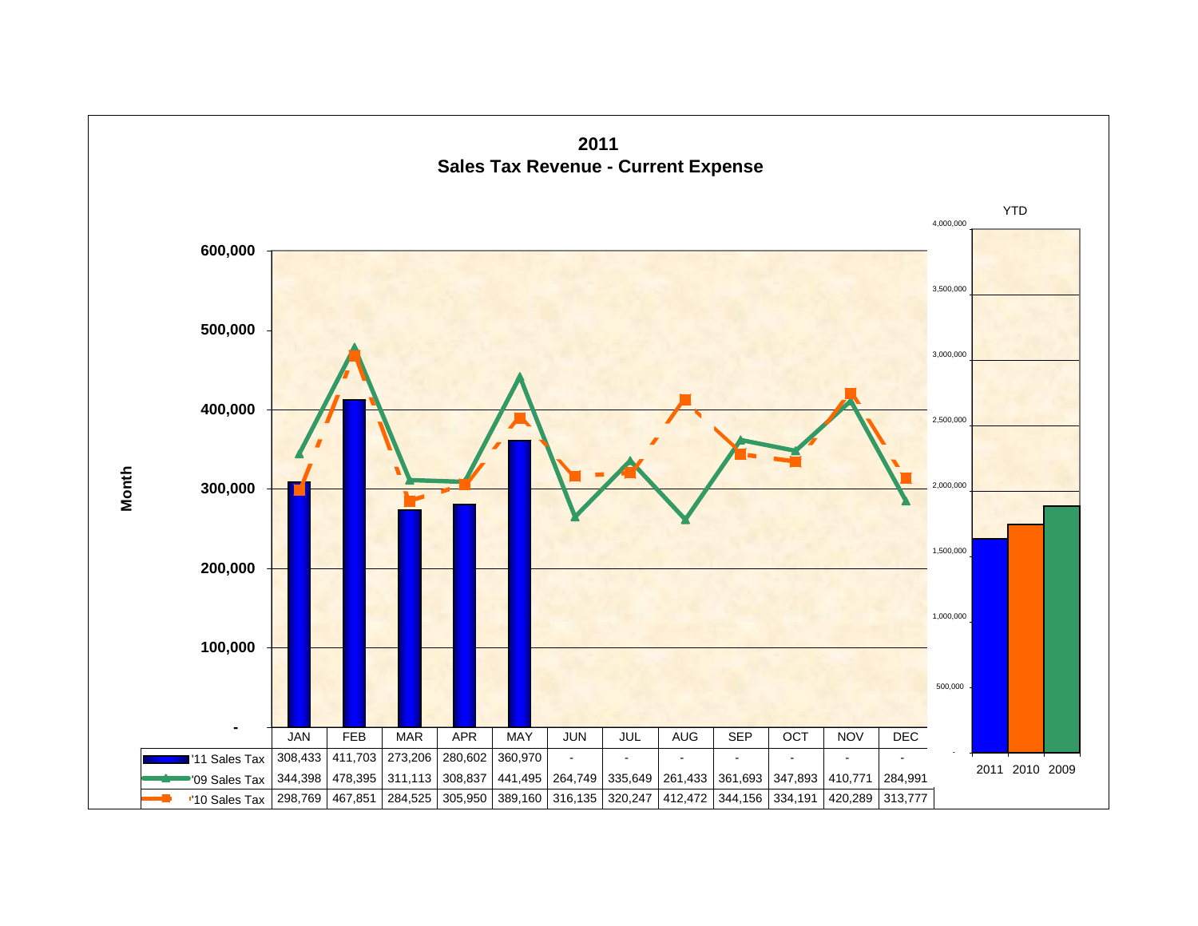# 2011
## Sales Tax Revenue - Current Expense

| | JAN | FEB | MAR | APR | MAY | JUN | JUL | AUG | SEP | OCT | NOV | DEC |
|---|---|---|---|---|---|---|---|---|---|---|---|---|
| '11 Sales Tax | 308,433 | 411,703 | 273,206 | 280,602 | 360,970 | - | - | - | - | - | - | - |
| '09 Sales Tax | 344,398 | 478,395 | 311,113 | 308,837 | 441,495 | 264,749 | 335,649 | 261,433 | 361,693 | 347,893 | 410,771 | 284,991 |
| '10 Sales Tax | 298,769 | 467,851 | 284,525 | 305,950 | 389,160 | 316,135 | 320,247 | 412,472 | 344,156 | 334,191 | 420,289 | 313,777 |

Month

YTD

2011 2010 2009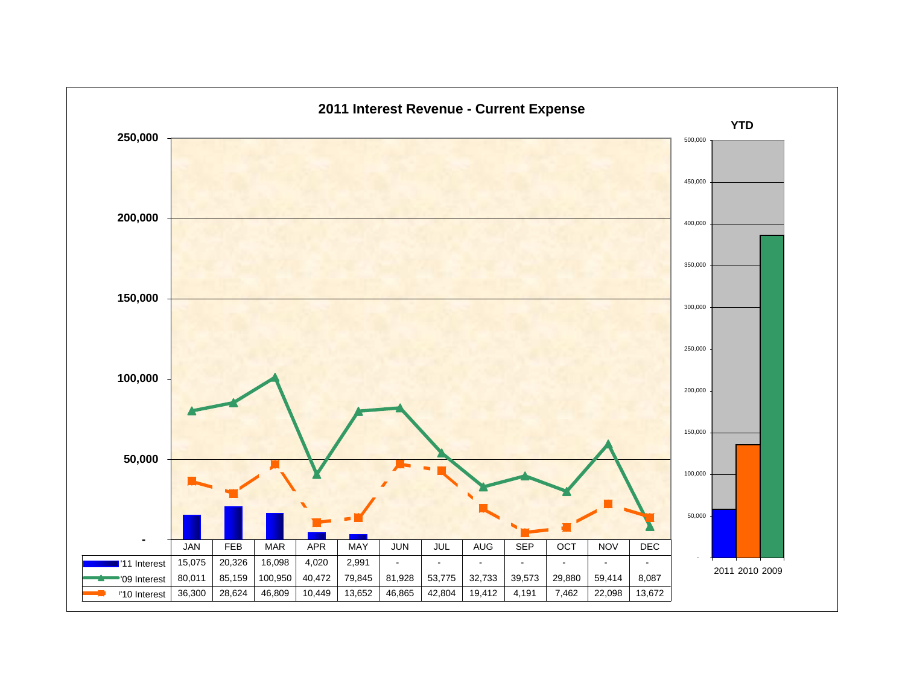# 2011 Interest Revenue - Current Expense

| | JAN | FEB | MAR | APR | MAY | JUN | JUL | AUG | SEP | OCT | NOV | DEC |
|---|---|---|---|---|---|---|---|---|---|---|---|---|
| '11 Interest | 15,075 | 20,326 | 16,098 | 4,020 | 2,991 | - | - | - | - | - | - | - |
| '09 Interest | 80,011 | 85,159 | 100,950 | 40,472 | 79,845 | 81,928 | 53,775 | 32,733 | 39,573 | 29,880 | 59,414 | 8,087 |
| '10 Interest | 36,300 | 28,624 | 46,809 | 10,449 | 13,652 | 46,865 | 42,804 | 19,412 | 4,191 | 7,462 | 22,098 | 13,672 |

**YTD**

2011 2010 2009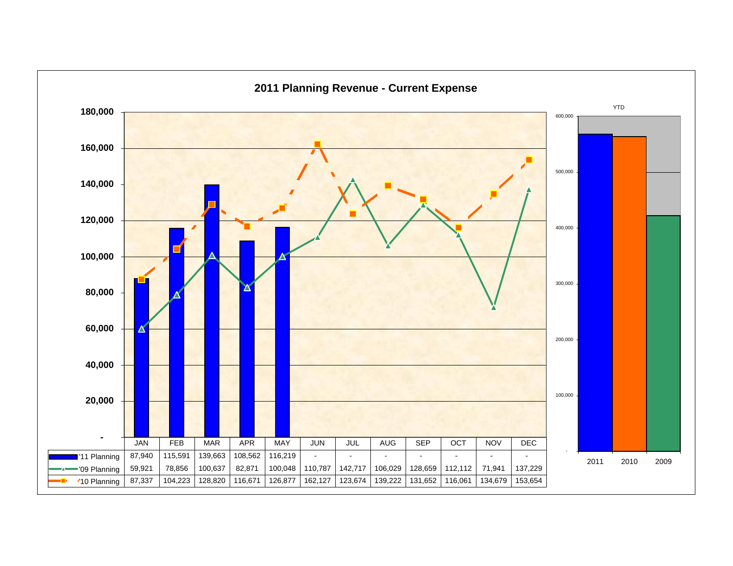# 2011 Planning Revenue - Current Expense

| | JAN | FEB | MAR | APR | MAY | JUN | JUL | AUG | SEP | OCT | NOV | DEC |
|---|---|---|---|---|---|---|---|---|---|---|---|---|
| '11 Planning | 87,940 | 115,591 | 139,663 | 108,562 | 116,219 | - | - | - | - | - | - | - |
| '09 Planning | 59,921 | 78,856 | 100,637 | 82,871 | 100,048 | 110,787 | 142,717 | 106,029 | 128,659 | 112,112 | 71,941 | 137,229 |
| '10 Planning | 87,337 | 104,223 | 128,820 | 116,671 | 126,877 | 162,127 | 123,674 | 139,222 | 131,652 | 116,061 | 134,679 | 153,654 |

YTD

2011 2010 2009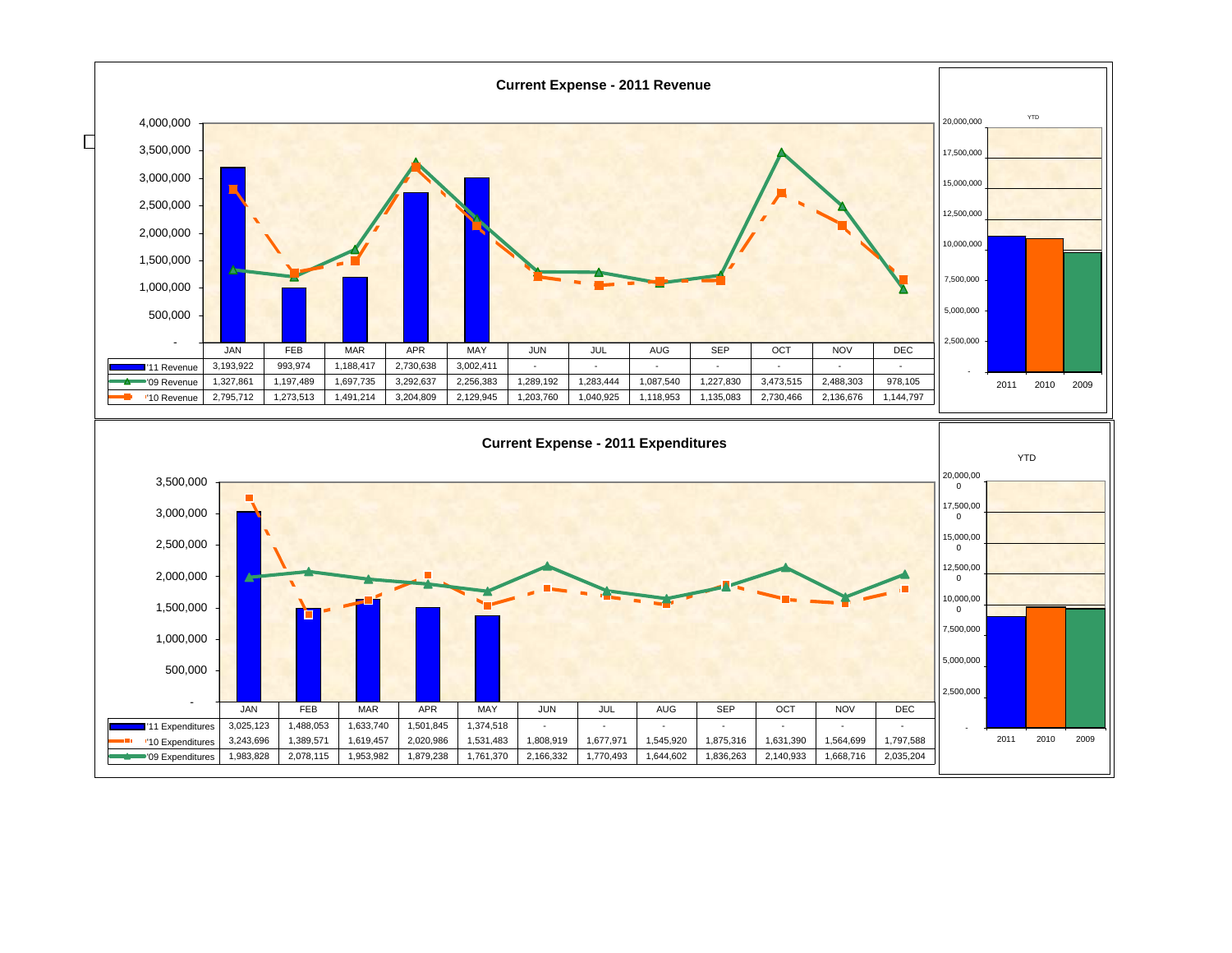## Current Expense - 2011 Revenue

| | JAN | FEB | MAR | APR | MAY | JUN | JUL | AUG | SEP | OCT | NOV | DEC |
|---|---|---|---|---|---|---|---|---|---|---|---|---|
| '11 Revenue | 3,193,922 | 993,974 | 1,188,417 | 2,730,638 | 3,002,411 | - | - | - | - | - | - | - |
| '09 Revenue | 1,327,861 | 1,197,489 | 1,697,735 | 3,292,637 | 2,256,383 | 1,289,192 | 1,283,444 | 1,087,540 | 1,227,830 | 3,473,515 | 2,488,303 | 978,105 |
| '10 Revenue | 2,795,712 | 1,273,513 | 1,491,214 | 3,204,809 | 2,129,945 | 1,203,760 | 1,040,925 | 1,118,953 | 1,135,083 | 2,730,466 | 2,136,676 | 1,144,797 |

YTD

2011 2010 2009

## Current Expense - 2011 Expenditures

| | JAN | FEB | MAR | APR | MAY | JUN | JUL | AUG | SEP | OCT | NOV | DEC |
|---|---|---|---|---|---|---|---|---|---|---|---|---|
| '11 Expenditures | 3,025,123 | 1,488,053 | 1,633,740 | 1,501,845 | 1,374,518 | - | - | - | - | - | - | - |
| '10 Expenditures | 3,243,696 | 1,389,571 | 1,619,457 | 2,020,986 | 1,531,483 | 1,808,919 | 1,677,971 | 1,545,920 | 1,875,316 | 1,631,390 | 1,564,699 | 1,797,588 |
| '09 Expenditures | 1,983,828 | 2,078,115 | 1,953,982 | 1,879,238 | 1,761,370 | 2,166,332 | 1,770,493 | 1,644,602 | 1,836,263 | 2,140,933 | 1,668,716 | 2,035,204 |

YTD

2011 2010 2009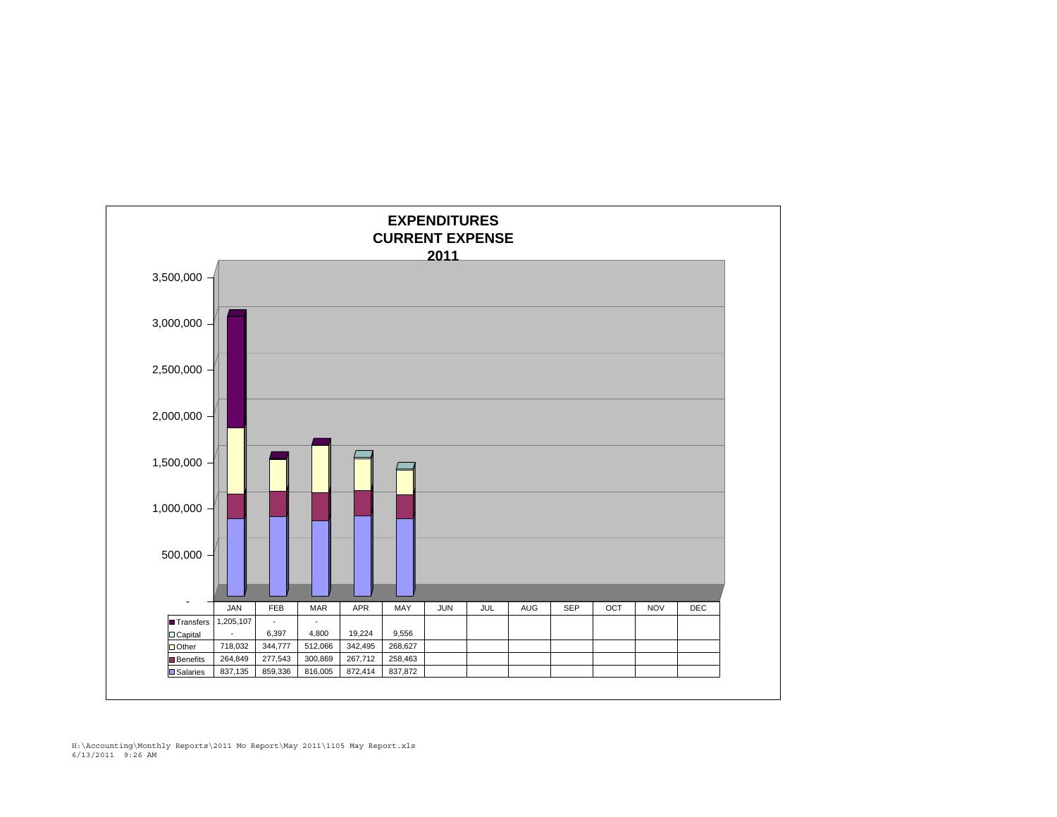# EXPENDITURES
## CURRENT EXPENSE
## 2011

| | JAN | FEB | MAR | APR | MAY | JUN | JUL | AUG | SEP | OCT | NOV | DEC |
|---|---|---|---|---|---|---|---|---|---|---|---|---|
| Transfers | 1,205,107 | - | - | | | | | | | | | |
| Capital | - | 6,397 | 4,800 | 19,224 | 9,556 | | | | | | | |
| Other | 718,032 | 344,777 | 512,066 | 342,495 | 268,627 | | | | | | | |
| Benefits | 264,849 | 277,543 | 300,869 | 267,712 | 258,463 | | | | | | | |
| Salaries | 837,135 | 859,336 | 816,005 | 872,414 | 837,872 | | | | | | | |

H:\Accounting\Monthly Reports\2011 Mo Report\May 2011\1105 May Report.xls
6/13/2011 9:26 AM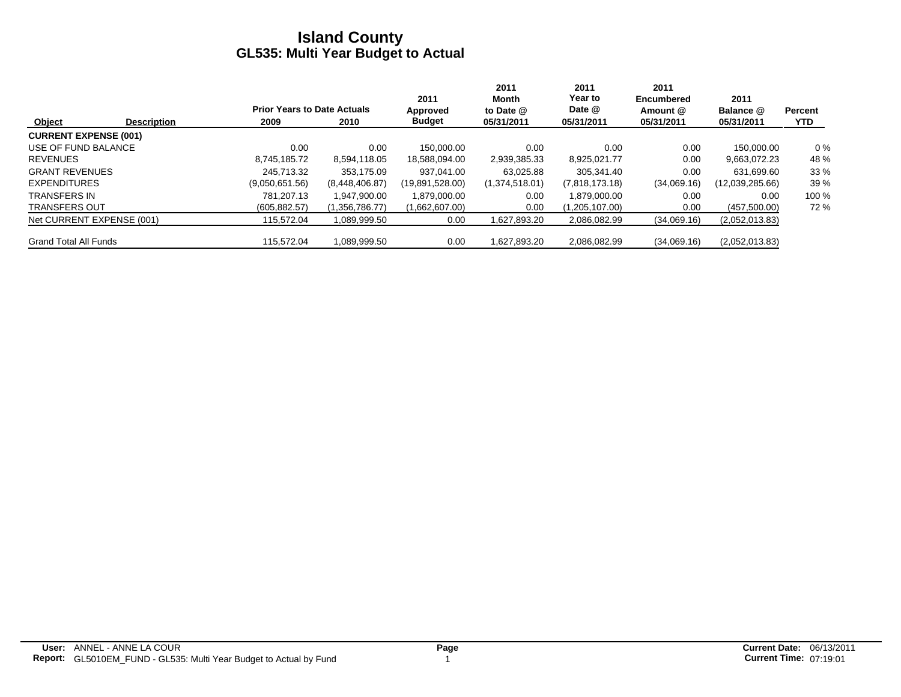# Island County
## GL535: Multi Year Budget to Actual

| Object | Description | Prior Years to Date Actuals 2009 | 2010 | 2011 Approved Budget | 2011 Month to Date @ 05/31/2011 | 2011 Year to Date @ 05/31/2011 | 2011 Encumbered Amount @ 05/31/2011 | 2011 Balance @ 05/31/2011 | Percent YTD |
|---|---|---|---|---|---|---|---|---|---|
| **CURRENT EXPENSE (001)** | | | | | | | | | |
| USE OF FUND BALANCE | | 0.00 | 0.00 | 150,000.00 | 0.00 | 0.00 | 0.00 | 150,000.00 | 0 % |
| REVENUES | | 8,745,185.72 | 8,594,118.05 | 18,588,094.00 | 2,939,385.33 | 8,925,021.77 | 0.00 | 9,663,072.23 | 48 % |
| GRANT REVENUES | | 245,713.32 | 353,175.09 | 937,041.00 | 63,025.88 | 305,341.40 | 0.00 | 631,699.60 | 33 % |
| EXPENDITURES | | (9,050,651.56) | (8,448,406.87) | (19,891,528.00) | (1,374,518.01) | (7,818,173.18) | (34,069.16) | (12,039,285.66) | 39 % |
| TRANSFERS IN | | 781,207.13 | 1,947,900.00 | 1,879,000.00 | 0.00 | 1,879,000.00 | 0.00 | 0.00 | 100 % |
| TRANSFERS OUT | | (605,882.57) | (1,356,786.77) | (1,662,607.00) | 0.00 | (1,205,107.00) | 0.00 | (457,500.00) | 72 % |
| Net CURRENT EXPENSE (001) | | 115,572.04 | 1,089,999.50 | 0.00 | 1,627,893.20 | 2,086,082.99 | (34,069.16) | (2,052,013.83) | |
| Grand Total All Funds | | 115,572.04 | 1,089,999.50 | 0.00 | 1,627,893.20 | 2,086,082.99 | (34,069.16) | (2,052,013.83) | |

**User:** ANNEL - ANNE LA COUR
**Report:** GL5010EM_FUND - GL535: Multi Year Budget to Actual by Fund

**Current Date:** 06/13/2011
**Current Time:** 07:19:01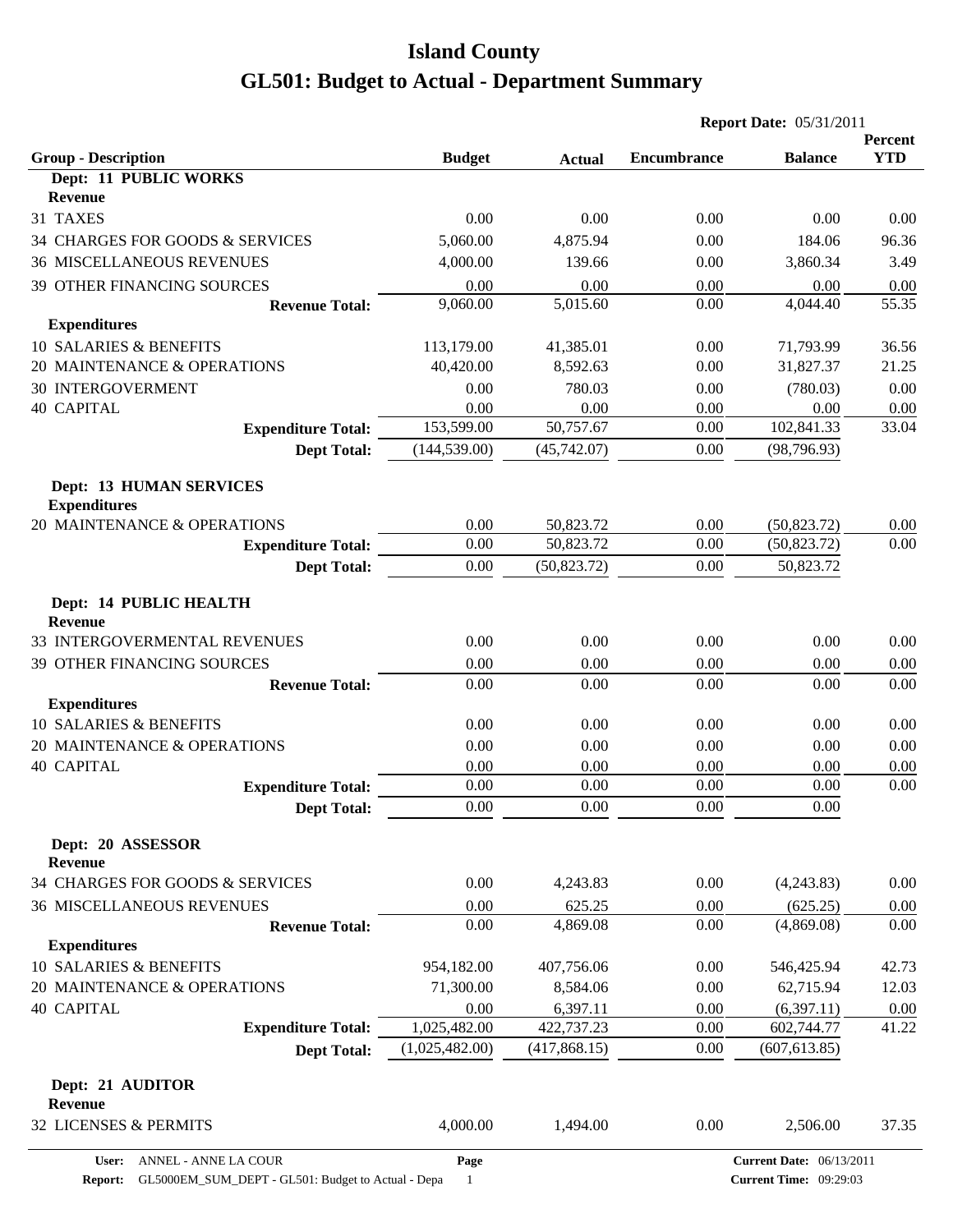# Island County

# GL501: Budget to Actual - Department Summary

**Report Date:** 05/31/2011

| Group - Description | Budget | Actual | Encumbrance | Balance | Percent YTD |
|---|---|---|---|---|---|
| **Dept: 11 PUBLIC WORKS** | | | | | |
| **Revenue** | | | | | |
| 31 TAXES | 0.00 | 0.00 | 0.00 | 0.00 | 0.00 |
| 34 CHARGES FOR GOODS & SERVICES | 5,060.00 | 4,875.94 | 0.00 | 184.06 | 96.36 |
| 36 MISCELLANEOUS REVENUES | 4,000.00 | 139.66 | 0.00 | 3,860.34 | 3.49 |
| 39 OTHER FINANCING SOURCES | 0.00 | 0.00 | 0.00 | 0.00 | 0.00 |
| **Revenue Total:** | 9,060.00 | 5,015.60 | 0.00 | 4,044.40 | 55.35 |
| **Expenditures** | | | | | |
| 10 SALARIES & BENEFITS | 113,179.00 | 41,385.01 | 0.00 | 71,793.99 | 36.56 |
| 20 MAINTENANCE & OPERATIONS | 40,420.00 | 8,592.63 | 0.00 | 31,827.37 | 21.25 |
| 30 INTERGOVERMENT | 0.00 | 780.03 | 0.00 | (780.03) | 0.00 |
| 40 CAPITAL | 0.00 | 0.00 | 0.00 | 0.00 | 0.00 |
| **Expenditure Total:** | 153,599.00 | 50,757.67 | 0.00 | 102,841.33 | 33.04 |
| **Dept Total:** | (144,539.00) | (45,742.07) | 0.00 | (98,796.93) | |
| **Dept: 13 HUMAN SERVICES** | | | | | |
| **Expenditures** | | | | | |
| 20 MAINTENANCE & OPERATIONS | 0.00 | 50,823.72 | 0.00 | (50,823.72) | 0.00 |
| **Expenditure Total:** | 0.00 | 50,823.72 | 0.00 | (50,823.72) | 0.00 |
| **Dept Total:** | 0.00 | (50,823.72) | 0.00 | 50,823.72 | |
| **Dept: 14 PUBLIC HEALTH** | | | | | |
| **Revenue** | | | | | |
| 33 INTERGOVERMENTAL REVENUES | 0.00 | 0.00 | 0.00 | 0.00 | 0.00 |
| 39 OTHER FINANCING SOURCES | 0.00 | 0.00 | 0.00 | 0.00 | 0.00 |
| **Revenue Total:** | 0.00 | 0.00 | 0.00 | 0.00 | 0.00 |
| **Expenditures** | | | | | |
| 10 SALARIES & BENEFITS | 0.00 | 0.00 | 0.00 | 0.00 | 0.00 |
| 20 MAINTENANCE & OPERATIONS | 0.00 | 0.00 | 0.00 | 0.00 | 0.00 |
| 40 CAPITAL | 0.00 | 0.00 | 0.00 | 0.00 | 0.00 |
| **Expenditure Total:** | 0.00 | 0.00 | 0.00 | 0.00 | 0.00 |
| **Dept Total:** | 0.00 | 0.00 | 0.00 | 0.00 | |
| **Dept: 20 ASSESSOR** | | | | | |
| **Revenue** | | | | | |
| 34 CHARGES FOR GOODS & SERVICES | 0.00 | 4,243.83 | 0.00 | (4,243.83) | 0.00 |
| 36 MISCELLANEOUS REVENUES | 0.00 | 625.25 | 0.00 | (625.25) | 0.00 |
| **Revenue Total:** | 0.00 | 4,869.08 | 0.00 | (4,869.08) | 0.00 |
| **Expenditures** | | | | | |
| 10 SALARIES & BENEFITS | 954,182.00 | 407,756.06 | 0.00 | 546,425.94 | 42.73 |
| 20 MAINTENANCE & OPERATIONS | 71,300.00 | 8,584.06 | 0.00 | 62,715.94 | 12.03 |
| 40 CAPITAL | 0.00 | 6,397.11 | 0.00 | (6,397.11) | 0.00 |
| **Expenditure Total:** | 1,025,482.00 | 422,737.23 | 0.00 | 602,744.77 | 41.22 |
| **Dept Total:** | (1,025,482.00) | (417,868.15) | 0.00 | (607,613.85) | |
| **Dept: 21 AUDITOR** | | | | | |
| **Revenue** | | | | | |
| 32 LICENSES & PERMITS | 4,000.00 | 1,494.00 | 0.00 | 2,506.00 | 37.35 |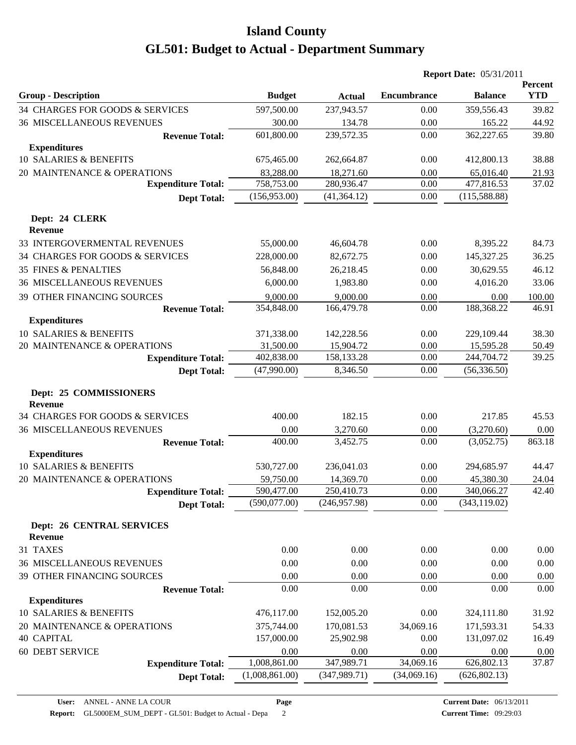# Island County

## GL501: Budget to Actual - Department Summary

**Report Date:** 05/31/2011

| Group - Description | Budget | Actual | Encumbrance | Balance | Percent YTD |
|---|---|---|---|---|---|
| 34 CHARGES FOR GOODS & SERVICES | 597,500.00 | 237,943.57 | 0.00 | 359,556.43 | 39.82 |
| 36 MISCELLANEOUS REVENUES | 300.00 | 134.78 | 0.00 | 165.22 | 44.92 |
| **Revenue Total:** | 601,800.00 | 239,572.35 | 0.00 | 362,227.65 | 39.80 |
| **Expenditures** | | | | | |
| 10 SALARIES & BENEFITS | 675,465.00 | 262,664.87 | 0.00 | 412,800.13 | 38.88 |
| 20 MAINTENANCE & OPERATIONS | 83,288.00 | 18,271.60 | 0.00 | 65,016.40 | 21.93 |
| **Expenditure Total:** | 758,753.00 | 280,936.47 | 0.00 | 477,816.53 | 37.02 |
| **Dept Total:** | (156,953.00) | (41,364.12) | 0.00 | (115,588.88) | |
| **Dept: 24 CLERK** | | | | | |
| **Revenue** | | | | | |
| 33 INTERGOVERMENTAL REVENUES | 55,000.00 | 46,604.78 | 0.00 | 8,395.22 | 84.73 |
| 34 CHARGES FOR GOODS & SERVICES | 228,000.00 | 82,672.75 | 0.00 | 145,327.25 | 36.25 |
| 35 FINES & PENALTIES | 56,848.00 | 26,218.45 | 0.00 | 30,629.55 | 46.12 |
| 36 MISCELLANEOUS REVENUES | 6,000.00 | 1,983.80 | 0.00 | 4,016.20 | 33.06 |
| 39 OTHER FINANCING SOURCES | 9,000.00 | 9,000.00 | 0.00 | 0.00 | 100.00 |
| **Revenue Total:** | 354,848.00 | 166,479.78 | 0.00 | 188,368.22 | 46.91 |
| **Expenditures** | | | | | |
| 10 SALARIES & BENEFITS | 371,338.00 | 142,228.56 | 0.00 | 229,109.44 | 38.30 |
| 20 MAINTENANCE & OPERATIONS | 31,500.00 | 15,904.72 | 0.00 | 15,595.28 | 50.49 |
| **Expenditure Total:** | 402,838.00 | 158,133.28 | 0.00 | 244,704.72 | 39.25 |
| **Dept Total:** | (47,990.00) | 8,346.50 | 0.00 | (56,336.50) | |
| **Dept: 25 COMMISSIONERS** | | | | | |
| **Revenue** | | | | | |
| 34 CHARGES FOR GOODS & SERVICES | 400.00 | 182.15 | 0.00 | 217.85 | 45.53 |
| 36 MISCELLANEOUS REVENUES | 0.00 | 3,270.60 | 0.00 | (3,270.60) | 0.00 |
| **Revenue Total:** | 400.00 | 3,452.75 | 0.00 | (3,052.75) | 863.18 |
| **Expenditures** | | | | | |
| 10 SALARIES & BENEFITS | 530,727.00 | 236,041.03 | 0.00 | 294,685.97 | 44.47 |
| 20 MAINTENANCE & OPERATIONS | 59,750.00 | 14,369.70 | 0.00 | 45,380.30 | 24.04 |
| **Expenditure Total:** | 590,477.00 | 250,410.73 | 0.00 | 340,066.27 | 42.40 |
| **Dept Total:** | (590,077.00) | (246,957.98) | 0.00 | (343,119.02) | |
| **Dept: 26 CENTRAL SERVICES** | | | | | |
| **Revenue** | | | | | |
| 31 TAXES | 0.00 | 0.00 | 0.00 | 0.00 | 0.00 |
| 36 MISCELLANEOUS REVENUES | 0.00 | 0.00 | 0.00 | 0.00 | 0.00 |
| 39 OTHER FINANCING SOURCES | 0.00 | 0.00 | 0.00 | 0.00 | 0.00 |
| **Revenue Total:** | 0.00 | 0.00 | 0.00 | 0.00 | 0.00 |
| **Expenditures** | | | | | |
| 10 SALARIES & BENEFITS | 476,117.00 | 152,005.20 | 0.00 | 324,111.80 | 31.92 |
| 20 MAINTENANCE & OPERATIONS | 375,744.00 | 170,081.53 | 34,069.16 | 171,593.31 | 54.33 |
| 40 CAPITAL | 157,000.00 | 25,902.98 | 0.00 | 131,097.02 | 16.49 |
| 60 DEBT SERVICE | 0.00 | 0.00 | 0.00 | 0.00 | 0.00 |
| **Expenditure Total:** | 1,008,861.00 | 347,989.71 | 34,069.16 | 626,802.13 | 37.87 |
| **Dept Total:** | (1,008,861.00) | (347,989.71) | (34,069.16) | (626,802.13) | |

**User:** ANNEL - ANNE LA COUR
**Report:** GL5000EM_SUM_DEPT - GL501: Budget to Actual - Depa
**Current Date:** 06/13/2011
**Current Time:** 09:29:03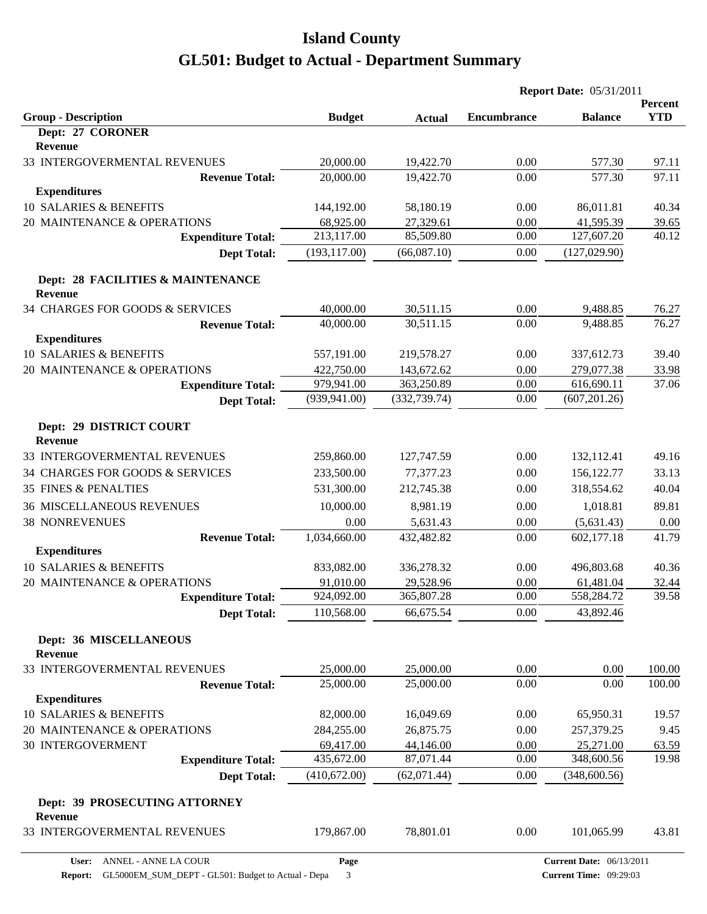# Island County

## GL501: Budget to Actual - Department Summary

**Report Date:** 05/31/2011

| Group - Description | Budget | Actual | Encumbrance | Balance | Percent YTD |
|---|---|---|---|---|---|
| **Dept: 27 CORONER** | | | | | |
| **Revenue** | | | | | |
| 33 INTERGOVERMENTAL REVENUES | 20,000.00 | 19,422.70 | 0.00 | 577.30 | 97.11 |
| **Revenue Total:** | 20,000.00 | 19,422.70 | 0.00 | 577.30 | 97.11 |
| **Expenditures** | | | | | |
| 10 SALARIES & BENEFITS | 144,192.00 | 58,180.19 | 0.00 | 86,011.81 | 40.34 |
| 20 MAINTENANCE & OPERATIONS | 68,925.00 | 27,329.61 | 0.00 | 41,595.39 | 39.65 |
| **Expenditure Total:** | 213,117.00 | 85,509.80 | 0.00 | 127,607.20 | 40.12 |
| **Dept Total:** | (193,117.00) | (66,087.10) | 0.00 | (127,029.90) | |
| **Dept: 28 FACILITIES & MAINTENANCE** | | | | | |
| **Revenue** | | | | | |
| 34 CHARGES FOR GOODS & SERVICES | 40,000.00 | 30,511.15 | 0.00 | 9,488.85 | 76.27 |
| **Revenue Total:** | 40,000.00 | 30,511.15 | 0.00 | 9,488.85 | 76.27 |
| **Expenditures** | | | | | |
| 10 SALARIES & BENEFITS | 557,191.00 | 219,578.27 | 0.00 | 337,612.73 | 39.40 |
| 20 MAINTENANCE & OPERATIONS | 422,750.00 | 143,672.62 | 0.00 | 279,077.38 | 33.98 |
| **Expenditure Total:** | 979,941.00 | 363,250.89 | 0.00 | 616,690.11 | 37.06 |
| **Dept Total:** | (939,941.00) | (332,739.74) | 0.00 | (607,201.26) | |
| **Dept: 29 DISTRICT COURT** | | | | | |
| **Revenue** | | | | | |
| 33 INTERGOVERMENTAL REVENUES | 259,860.00 | 127,747.59 | 0.00 | 132,112.41 | 49.16 |
| 34 CHARGES FOR GOODS & SERVICES | 233,500.00 | 77,377.23 | 0.00 | 156,122.77 | 33.13 |
| 35 FINES & PENALTIES | 531,300.00 | 212,745.38 | 0.00 | 318,554.62 | 40.04 |
| 36 MISCELLANEOUS REVENUES | 10,000.00 | 8,981.19 | 0.00 | 1,018.81 | 89.81 |
| 38 NONREVENUES | 0.00 | 5,631.43 | 0.00 | (5,631.43) | 0.00 |
| **Revenue Total:** | 1,034,660.00 | 432,482.82 | 0.00 | 602,177.18 | 41.79 |
| **Expenditures** | | | | | |
| 10 SALARIES & BENEFITS | 833,082.00 | 336,278.32 | 0.00 | 496,803.68 | 40.36 |
| 20 MAINTENANCE & OPERATIONS | 91,010.00 | 29,528.96 | 0.00 | 61,481.04 | 32.44 |
| **Expenditure Total:** | 924,092.00 | 365,807.28 | 0.00 | 558,284.72 | 39.58 |
| **Dept Total:** | 110,568.00 | 66,675.54 | 0.00 | 43,892.46 | |
| **Dept: 36 MISCELLANEOUS** | | | | | |
| **Revenue** | | | | | |
| 33 INTERGOVERMENTAL REVENUES | 25,000.00 | 25,000.00 | 0.00 | 0.00 | 100.00 |
| **Revenue Total:** | 25,000.00 | 25,000.00 | 0.00 | 0.00 | 100.00 |
| **Expenditures** | | | | | |
| 10 SALARIES & BENEFITS | 82,000.00 | 16,049.69 | 0.00 | 65,950.31 | 19.57 |
| 20 MAINTENANCE & OPERATIONS | 284,255.00 | 26,875.75 | 0.00 | 257,379.25 | 9.45 |
| 30 INTERGOVERMENT | 69,417.00 | 44,146.00 | 0.00 | 25,271.00 | 63.59 |
| **Expenditure Total:** | 435,672.00 | 87,071.44 | 0.00 | 348,600.56 | 19.98 |
| **Dept Total:** | (410,672.00) | (62,071.44) | 0.00 | (348,600.56) | |
| **Dept: 39 PROSECUTING ATTORNEY** | | | | | |
| **Revenue** | | | | | |
| 33 INTERGOVERMENTAL REVENUES | 179,867.00 | 78,801.01 | 0.00 | 101,065.99 | 43.81 |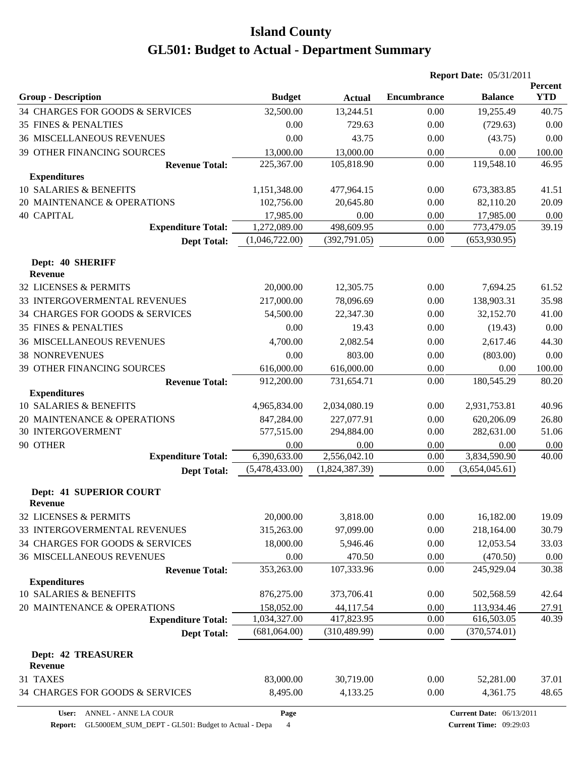# Island County

## GL501: Budget to Actual - Department Summary

**Report Date:** 05/31/2011

| Group - Description | Budget | Actual | Encumbrance | Balance | Percent YTD |
|---|---|---|---|---|---|
| 34 CHARGES FOR GOODS & SERVICES | 32,500.00 | 13,244.51 | 0.00 | 19,255.49 | 40.75 |
| 35 FINES & PENALTIES | 0.00 | 729.63 | 0.00 | (729.63) | 0.00 |
| 36 MISCELLANEOUS REVENUES | 0.00 | 43.75 | 0.00 | (43.75) | 0.00 |
| 39 OTHER FINANCING SOURCES | 13,000.00 | 13,000.00 | 0.00 | 0.00 | 100.00 |
| **Revenue Total:** | 225,367.00 | 105,818.90 | 0.00 | 119,548.10 | 46.95 |
| **Expenditures** | | | | | |
| 10 SALARIES & BENEFITS | 1,151,348.00 | 477,964.15 | 0.00 | 673,383.85 | 41.51 |
| 20 MAINTENANCE & OPERATIONS | 102,756.00 | 20,645.80 | 0.00 | 82,110.20 | 20.09 |
| 40 CAPITAL | 17,985.00 | 0.00 | 0.00 | 17,985.00 | 0.00 |
| **Expenditure Total:** | 1,272,089.00 | 498,609.95 | 0.00 | 773,479.05 | 39.19 |
| **Dept Total:** | (1,046,722.00) | (392,791.05) | 0.00 | (653,930.95) | |
| **Dept: 40 SHERIFF** | | | | | |
| **Revenue** | | | | | |
| 32 LICENSES & PERMITS | 20,000.00 | 12,305.75 | 0.00 | 7,694.25 | 61.52 |
| 33 INTERGOVERMENTAL REVENUES | 217,000.00 | 78,096.69 | 0.00 | 138,903.31 | 35.98 |
| 34 CHARGES FOR GOODS & SERVICES | 54,500.00 | 22,347.30 | 0.00 | 32,152.70 | 41.00 |
| 35 FINES & PENALTIES | 0.00 | 19.43 | 0.00 | (19.43) | 0.00 |
| 36 MISCELLANEOUS REVENUES | 4,700.00 | 2,082.54 | 0.00 | 2,617.46 | 44.30 |
| 38 NONREVENUES | 0.00 | 803.00 | 0.00 | (803.00) | 0.00 |
| 39 OTHER FINANCING SOURCES | 616,000.00 | 616,000.00 | 0.00 | 0.00 | 100.00 |
| **Revenue Total:** | 912,200.00 | 731,654.71 | 0.00 | 180,545.29 | 80.20 |
| **Expenditures** | | | | | |
| 10 SALARIES & BENEFITS | 4,965,834.00 | 2,034,080.19 | 0.00 | 2,931,753.81 | 40.96 |
| 20 MAINTENANCE & OPERATIONS | 847,284.00 | 227,077.91 | 0.00 | 620,206.09 | 26.80 |
| 30 INTERGOVERMENT | 577,515.00 | 294,884.00 | 0.00 | 282,631.00 | 51.06 |
| 90 OTHER | 0.00 | 0.00 | 0.00 | 0.00 | 0.00 |
| **Expenditure Total:** | 6,390,633.00 | 2,556,042.10 | 0.00 | 3,834,590.90 | 40.00 |
| **Dept Total:** | (5,478,433.00) | (1,824,387.39) | 0.00 | (3,654,045.61) | |
| **Dept: 41 SUPERIOR COURT** | | | | | |
| **Revenue** | | | | | |
| 32 LICENSES & PERMITS | 20,000.00 | 3,818.00 | 0.00 | 16,182.00 | 19.09 |
| 33 INTERGOVERMENTAL REVENUES | 315,263.00 | 97,099.00 | 0.00 | 218,164.00 | 30.79 |
| 34 CHARGES FOR GOODS & SERVICES | 18,000.00 | 5,946.46 | 0.00 | 12,053.54 | 33.03 |
| 36 MISCELLANEOUS REVENUES | 0.00 | 470.50 | 0.00 | (470.50) | 0.00 |
| **Revenue Total:** | 353,263.00 | 107,333.96 | 0.00 | 245,929.04 | 30.38 |
| **Expenditures** | | | | | |
| 10 SALARIES & BENEFITS | 876,275.00 | 373,706.41 | 0.00 | 502,568.59 | 42.64 |
| 20 MAINTENANCE & OPERATIONS | 158,052.00 | 44,117.54 | 0.00 | 113,934.46 | 27.91 |
| **Expenditure Total:** | 1,034,327.00 | 417,823.95 | 0.00 | 616,503.05 | 40.39 |
| **Dept Total:** | (681,064.00) | (310,489.99) | 0.00 | (370,574.01) | |
| **Dept: 42 TREASURER** | | | | | |
| **Revenue** | | | | | |
| 31 TAXES | 83,000.00 | 30,719.00 | 0.00 | 52,281.00 | 37.01 |
| 34 CHARGES FOR GOODS & SERVICES | 8,495.00 | 4,133.25 | 0.00 | 4,361.75 | 48.65 |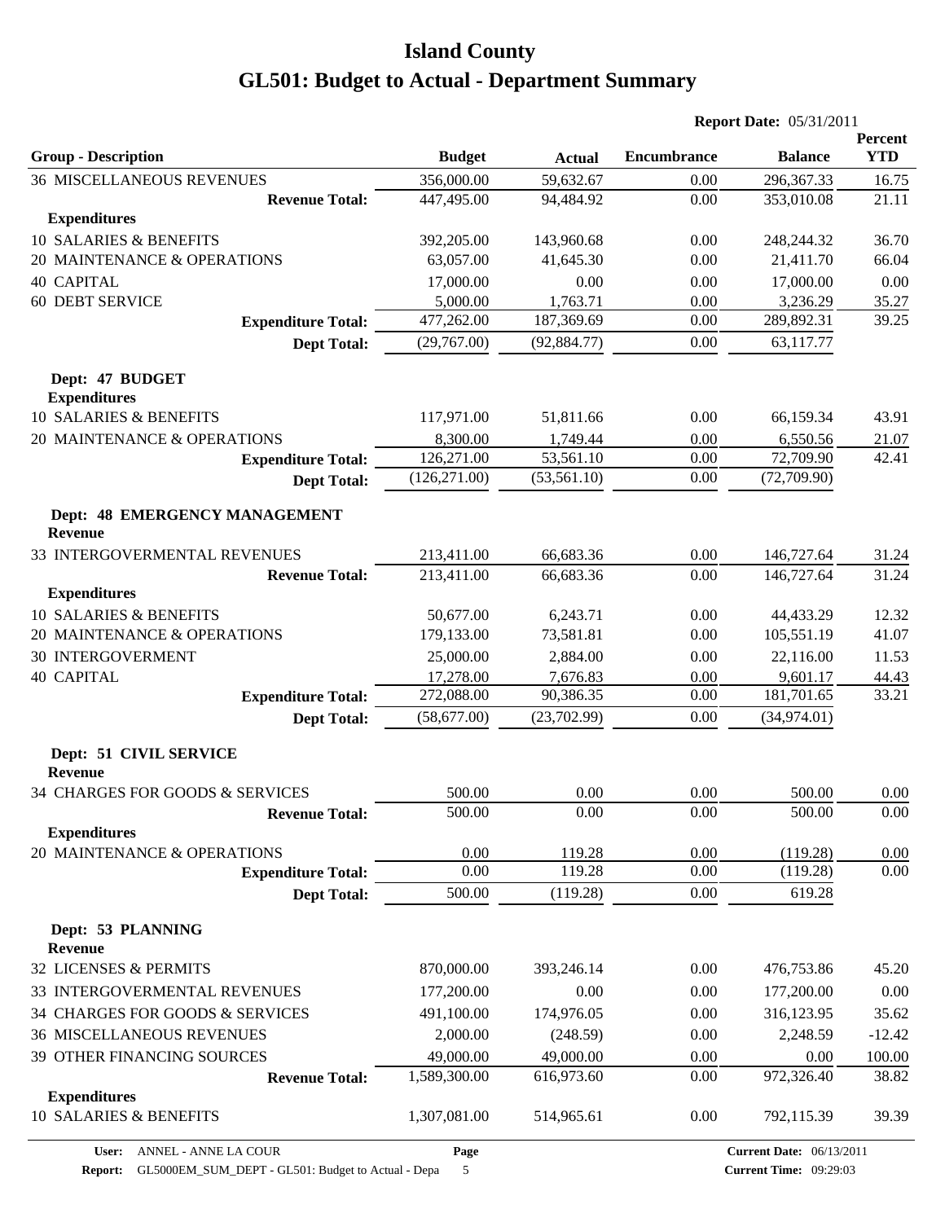# Island County

# GL501: Budget to Actual - Department Summary

**Report Date:** 05/31/2011

| Group - Description | Budget | Actual | Encumbrance | Balance | Percent YTD |
|---|---|---|---|---|---|
| 36 MISCELLANEOUS REVENUES | 356,000.00 | 59,632.67 | 0.00 | 296,367.33 | 16.75 |
| **Revenue Total:** | 447,495.00 | 94,484.92 | 0.00 | 353,010.08 | 21.11 |
| **Expenditures** | | | | | |
| 10 SALARIES & BENEFITS | 392,205.00 | 143,960.68 | 0.00 | 248,244.32 | 36.70 |
| 20 MAINTENANCE & OPERATIONS | 63,057.00 | 41,645.30 | 0.00 | 21,411.70 | 66.04 |
| 40 CAPITAL | 17,000.00 | 0.00 | 0.00 | 17,000.00 | 0.00 |
| 60 DEBT SERVICE | 5,000.00 | 1,763.71 | 0.00 | 3,236.29 | 35.27 |
| **Expenditure Total:** | 477,262.00 | 187,369.69 | 0.00 | 289,892.31 | 39.25 |
| **Dept Total:** | (29,767.00) | (92,884.77) | 0.00 | 63,117.77 | |
| **Dept: 47 BUDGET** | | | | | |
| **Expenditures** | | | | | |
| 10 SALARIES & BENEFITS | 117,971.00 | 51,811.66 | 0.00 | 66,159.34 | 43.91 |
| 20 MAINTENANCE & OPERATIONS | 8,300.00 | 1,749.44 | 0.00 | 6,550.56 | 21.07 |
| **Expenditure Total:** | 126,271.00 | 53,561.10 | 0.00 | 72,709.90 | 42.41 |
| **Dept Total:** | (126,271.00) | (53,561.10) | 0.00 | (72,709.90) | |
| **Dept: 48 EMERGENCY MANAGEMENT** | | | | | |
| **Revenue** | | | | | |
| 33 INTERGOVERMENTAL REVENUES | 213,411.00 | 66,683.36 | 0.00 | 146,727.64 | 31.24 |
| **Revenue Total:** | 213,411.00 | 66,683.36 | 0.00 | 146,727.64 | 31.24 |
| **Expenditures** | | | | | |
| 10 SALARIES & BENEFITS | 50,677.00 | 6,243.71 | 0.00 | 44,433.29 | 12.32 |
| 20 MAINTENANCE & OPERATIONS | 179,133.00 | 73,581.81 | 0.00 | 105,551.19 | 41.07 |
| 30 INTERGOVERMENT | 25,000.00 | 2,884.00 | 0.00 | 22,116.00 | 11.53 |
| 40 CAPITAL | 17,278.00 | 7,676.83 | 0.00 | 9,601.17 | 44.43 |
| **Expenditure Total:** | 272,088.00 | 90,386.35 | 0.00 | 181,701.65 | 33.21 |
| **Dept Total:** | (58,677.00) | (23,702.99) | 0.00 | (34,974.01) | |
| **Dept: 51 CIVIL SERVICE** | | | | | |
| **Revenue** | | | | | |
| 34 CHARGES FOR GOODS & SERVICES | 500.00 | 0.00 | 0.00 | 500.00 | 0.00 |
| **Revenue Total:** | 500.00 | 0.00 | 0.00 | 500.00 | 0.00 |
| **Expenditures** | | | | | |
| 20 MAINTENANCE & OPERATIONS | 0.00 | 119.28 | 0.00 | (119.28) | 0.00 |
| **Expenditure Total:** | 0.00 | 119.28 | 0.00 | (119.28) | 0.00 |
| **Dept Total:** | 500.00 | (119.28) | 0.00 | 619.28 | |
| **Dept: 53 PLANNING** | | | | | |
| **Revenue** | | | | | |
| 32 LICENSES & PERMITS | 870,000.00 | 393,246.14 | 0.00 | 476,753.86 | 45.20 |
| 33 INTERGOVERMENTAL REVENUES | 177,200.00 | 0.00 | 0.00 | 177,200.00 | 0.00 |
| 34 CHARGES FOR GOODS & SERVICES | 491,100.00 | 174,976.05 | 0.00 | 316,123.95 | 35.62 |
| 36 MISCELLANEOUS REVENUES | 2,000.00 | (248.59) | 0.00 | 2,248.59 | -12.42 |
| 39 OTHER FINANCING SOURCES | 49,000.00 | 49,000.00 | 0.00 | 0.00 | 100.00 |
| **Revenue Total:** | 1,589,300.00 | 616,973.60 | 0.00 | 972,326.40 | 38.82 |
| **Expenditures** | | | | | |
| 10 SALARIES & BENEFITS | 1,307,081.00 | 514,965.61 | 0.00 | 792,115.39 | 39.39 |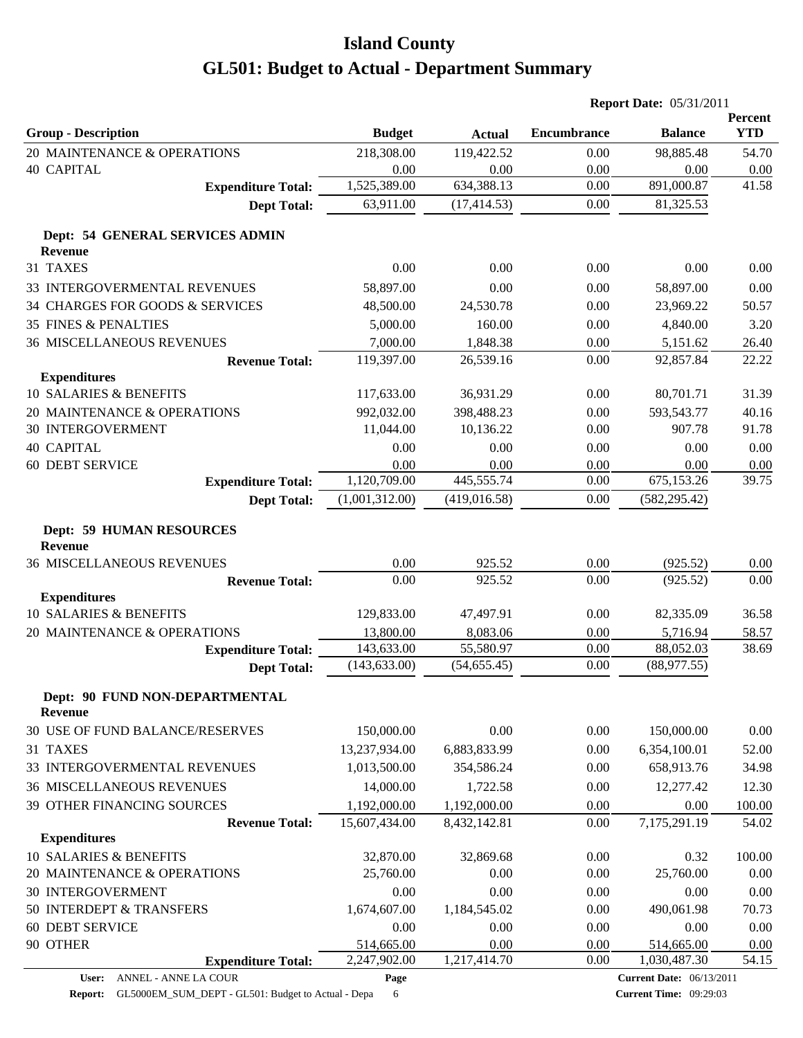# Island County

# GL501: Budget to Actual - Department Summary

**Report Date:** 05/31/2011

| Group - Description | Budget | Actual | Encumbrance | Balance | Percent YTD |
|---|---|---|---|---|---|
| 20 MAINTENANCE & OPERATIONS | 218,308.00 | 119,422.52 | 0.00 | 98,885.48 | 54.70 |
| 40 CAPITAL | 0.00 | 0.00 | 0.00 | 0.00 | 0.00 |
| **Expenditure Total:** | 1,525,389.00 | 634,388.13 | 0.00 | 891,000.87 | 41.58 |
| **Dept Total:** | 63,911.00 | (17,414.53) | 0.00 | 81,325.53 | |
| **Dept: 54 GENERAL SERVICES ADMIN** | | | | | |
| **Revenue** | | | | | |
| 31 TAXES | 0.00 | 0.00 | 0.00 | 0.00 | 0.00 |
| 33 INTERGOVERMENTAL REVENUES | 58,897.00 | 0.00 | 0.00 | 58,897.00 | 0.00 |
| 34 CHARGES FOR GOODS & SERVICES | 48,500.00 | 24,530.78 | 0.00 | 23,969.22 | 50.57 |
| 35 FINES & PENALTIES | 5,000.00 | 160.00 | 0.00 | 4,840.00 | 3.20 |
| 36 MISCELLANEOUS REVENUES | 7,000.00 | 1,848.38 | 0.00 | 5,151.62 | 26.40 |
| **Revenue Total:** | 119,397.00 | 26,539.16 | 0.00 | 92,857.84 | 22.22 |
| **Expenditures** | | | | | |
| 10 SALARIES & BENEFITS | 117,633.00 | 36,931.29 | 0.00 | 80,701.71 | 31.39 |
| 20 MAINTENANCE & OPERATIONS | 992,032.00 | 398,488.23 | 0.00 | 593,543.77 | 40.16 |
| 30 INTERGOVERMENT | 11,044.00 | 10,136.22 | 0.00 | 907.78 | 91.78 |
| 40 CAPITAL | 0.00 | 0.00 | 0.00 | 0.00 | 0.00 |
| 60 DEBT SERVICE | 0.00 | 0.00 | 0.00 | 0.00 | 0.00 |
| **Expenditure Total:** | 1,120,709.00 | 445,555.74 | 0.00 | 675,153.26 | 39.75 |
| **Dept Total:** | (1,001,312.00) | (419,016.58) | 0.00 | (582,295.42) | |
| **Dept: 59 HUMAN RESOURCES** | | | | | |
| **Revenue** | | | | | |
| 36 MISCELLANEOUS REVENUES | 0.00 | 925.52 | 0.00 | (925.52) | 0.00 |
| **Revenue Total:** | 0.00 | 925.52 | 0.00 | (925.52) | 0.00 |
| **Expenditures** | | | | | |
| 10 SALARIES & BENEFITS | 129,833.00 | 47,497.91 | 0.00 | 82,335.09 | 36.58 |
| 20 MAINTENANCE & OPERATIONS | 13,800.00 | 8,083.06 | 0.00 | 5,716.94 | 58.57 |
| **Expenditure Total:** | 143,633.00 | 55,580.97 | 0.00 | 88,052.03 | 38.69 |
| **Dept Total:** | (143,633.00) | (54,655.45) | 0.00 | (88,977.55) | |
| **Dept: 90 FUND NON-DEPARTMENTAL** | | | | | |
| **Revenue** | | | | | |
| 30 USE OF FUND BALANCE/RESERVES | 150,000.00 | 0.00 | 0.00 | 150,000.00 | 0.00 |
| 31 TAXES | 13,237,934.00 | 6,883,833.99 | 0.00 | 6,354,100.01 | 52.00 |
| 33 INTERGOVERMENTAL REVENUES | 1,013,500.00 | 354,586.24 | 0.00 | 658,913.76 | 34.98 |
| 36 MISCELLANEOUS REVENUES | 14,000.00 | 1,722.58 | 0.00 | 12,277.42 | 12.30 |
| 39 OTHER FINANCING SOURCES | 1,192,000.00 | 1,192,000.00 | 0.00 | 0.00 | 100.00 |
| **Revenue Total:** | 15,607,434.00 | 8,432,142.81 | 0.00 | 7,175,291.19 | 54.02 |
| **Expenditures** | | | | | |
| 10 SALARIES & BENEFITS | 32,870.00 | 32,869.68 | 0.00 | 0.32 | 100.00 |
| 20 MAINTENANCE & OPERATIONS | 25,760.00 | 0.00 | 0.00 | 25,760.00 | 0.00 |
| 30 INTERGOVERMENT | 0.00 | 0.00 | 0.00 | 0.00 | 0.00 |
| 50 INTERDEPT & TRANSFERS | 1,674,607.00 | 1,184,545.02 | 0.00 | 490,061.98 | 70.73 |
| 60 DEBT SERVICE | 0.00 | 0.00 | 0.00 | 0.00 | 0.00 |
| 90 OTHER | 514,665.00 | 0.00 | 0.00 | 514,665.00 | 0.00 |
| **Expenditure Total:** | 2,247,902.00 | 1,217,414.70 | 0.00 | 1,030,487.30 | 54.15 |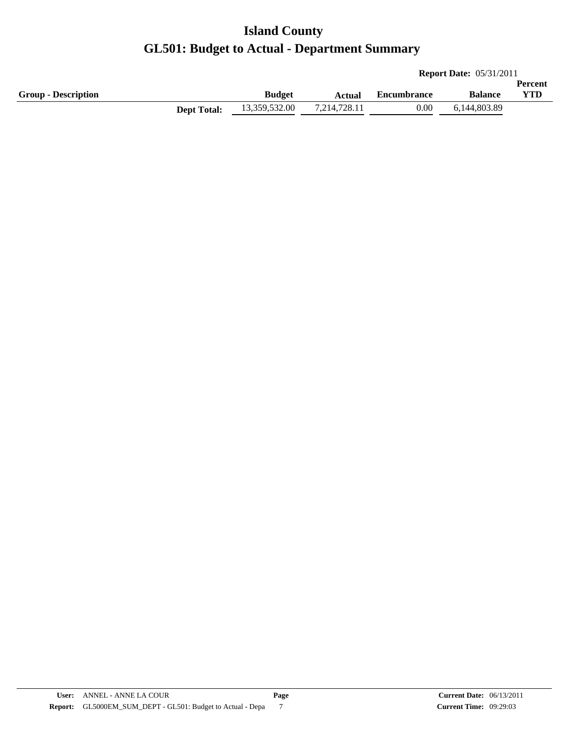# Island County

# GL501: Budget to Actual - Department Summary

**Report Date:** 05/31/2011

| Group - Description | | Budget | Actual | Encumbrance | Balance | Percent YTD |
|---|---|---|---|---|---|---|
| | **Dept Total:** | 13,359,532.00 | 7,214,728.11 | 0.00 | 6,144,803.89 | |

**User:** ANNEL - ANNE LA COUR

**Report:** GL5000EM_SUM_DEPT - GL501: Budget to Actual - Depa

**Current Date:** 06/13/2011

**Current Time:** 09:29:03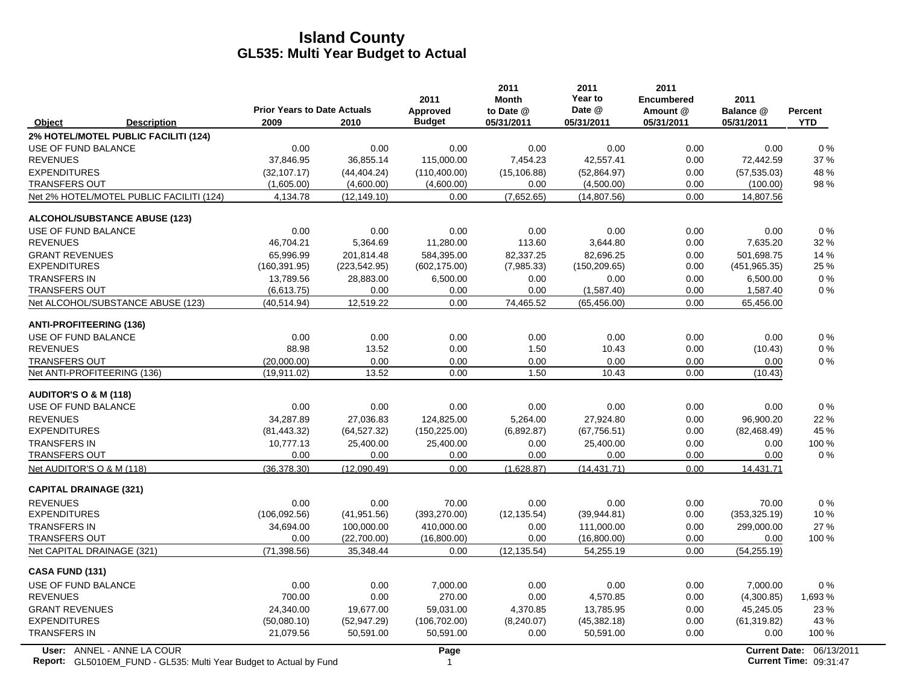# Island County
## GL535: Multi Year Budget to Actual

| Object | Description | Prior Years to Date Actuals 2009 | 2010 | 2011 Approved Budget | 2011 Month to Date @ 05/31/2011 | 2011 Year to Date @ 05/31/2011 | 2011 Encumbered Amount @ 05/31/2011 | 2011 Balance @ 05/31/2011 | Percent YTD |
|---|---|---|---|---|---|---|---|---|---|
| **2% HOTEL/MOTEL PUBLIC FACILITI (124)** | | | | | | | | | |
| USE OF FUND BALANCE | | 0.00 | 0.00 | 0.00 | 0.00 | 0.00 | 0.00 | 0.00 | 0 % |
| REVENUES | | 37,846.95 | 36,855.14 | 115,000.00 | 7,454.23 | 42,557.41 | 0.00 | 72,442.59 | 37 % |
| EXPENDITURES | | (32,107.17) | (44,404.24) | (110,400.00) | (15,106.88) | (52,864.97) | 0.00 | (57,535.03) | 48 % |
| TRANSFERS OUT | | (1,605.00) | (4,600.00) | (4,600.00) | 0.00 | (4,500.00) | 0.00 | (100.00) | 98 % |
| Net 2% HOTEL/MOTEL PUBLIC FACILITI (124) | | 4,134.78 | (12,149.10) | 0.00 | (7,652.65) | (14,807.56) | 0.00 | 14,807.56 | |
| **ALCOHOL/SUBSTANCE ABUSE (123)** | | | | | | | | | |
| USE OF FUND BALANCE | | 0.00 | 0.00 | 0.00 | 0.00 | 0.00 | 0.00 | 0.00 | 0 % |
| REVENUES | | 46,704.21 | 5,364.69 | 11,280.00 | 113.60 | 3,644.80 | 0.00 | 7,635.20 | 32 % |
| GRANT REVENUES | | 65,996.99 | 201,814.48 | 584,395.00 | 82,337.25 | 82,696.25 | 0.00 | 501,698.75 | 14 % |
| EXPENDITURES | | (160,391.95) | (223,542.95) | (602,175.00) | (7,985.33) | (150,209.65) | 0.00 | (451,965.35) | 25 % |
| TRANSFERS IN | | 13,789.56 | 28,883.00 | 6,500.00 | 0.00 | 0.00 | 0.00 | 6,500.00 | 0 % |
| TRANSFERS OUT | | (6,613.75) | 0.00 | 0.00 | 0.00 | (1,587.40) | 0.00 | 1,587.40 | 0 % |
| Net ALCOHOL/SUBSTANCE ABUSE (123) | | (40,514.94) | 12,519.22 | 0.00 | 74,465.52 | (65,456.00) | 0.00 | 65,456.00 | |
| **ANTI-PROFITEERING (136)** | | | | | | | | | |
| USE OF FUND BALANCE | | 0.00 | 0.00 | 0.00 | 0.00 | 0.00 | 0.00 | 0.00 | 0 % |
| REVENUES | | 88.98 | 13.52 | 0.00 | 1.50 | 10.43 | 0.00 | (10.43) | 0 % |
| TRANSFERS OUT | | (20,000.00) | 0.00 | 0.00 | 0.00 | 0.00 | 0.00 | 0.00 | 0 % |
| Net ANTI-PROFITEERING (136) | | (19,911.02) | 13.52 | 0.00 | 1.50 | 10.43 | 0.00 | (10.43) | |
| **AUDITOR'S O & M (118)** | | | | | | | | | |
| USE OF FUND BALANCE | | 0.00 | 0.00 | 0.00 | 0.00 | 0.00 | 0.00 | 0.00 | 0 % |
| REVENUES | | 34,287.89 | 27,036.83 | 124,825.00 | 5,264.00 | 27,924.80 | 0.00 | 96,900.20 | 22 % |
| EXPENDITURES | | (81,443.32) | (64,527.32) | (150,225.00) | (6,892.87) | (67,756.51) | 0.00 | (82,468.49) | 45 % |
| TRANSFERS IN | | 10,777.13 | 25,400.00 | 25,400.00 | 0.00 | 25,400.00 | 0.00 | 0.00 | 100 % |
| TRANSFERS OUT | | 0.00 | 0.00 | 0.00 | 0.00 | 0.00 | 0.00 | 0.00 | 0 % |
| Net AUDITOR'S O & M (118) | | (36,378.30) | (12,090.49) | 0.00 | (1,628.87) | (14,431.71) | 0.00 | 14,431.71 | |
| **CAPITAL DRAINAGE (321)** | | | | | | | | | |
| REVENUES | | 0.00 | 0.00 | 70.00 | 0.00 | 0.00 | 0.00 | 70.00 | 0 % |
| EXPENDITURES | | (106,092.56) | (41,951.56) | (393,270.00) | (12,135.54) | (39,944.81) | 0.00 | (353,325.19) | 10 % |
| TRANSFERS IN | | 34,694.00 | 100,000.00 | 410,000.00 | 0.00 | 111,000.00 | 0.00 | 299,000.00 | 27 % |
| TRANSFERS OUT | | 0.00 | (22,700.00) | (16,800.00) | 0.00 | (16,800.00) | 0.00 | 0.00 | 100 % |
| Net CAPITAL DRAINAGE (321) | | (71,398.56) | 35,348.44 | 0.00 | (12,135.54) | 54,255.19 | 0.00 | (54,255.19) | |
| **CASA FUND (131)** | | | | | | | | | |
| USE OF FUND BALANCE | | 0.00 | 0.00 | 7,000.00 | 0.00 | 0.00 | 0.00 | 7,000.00 | 0 % |
| REVENUES | | 700.00 | 0.00 | 270.00 | 0.00 | 4,570.85 | 0.00 | (4,300.85) | 1,693 % |
| GRANT REVENUES | | 24,340.00 | 19,677.00 | 59,031.00 | 4,370.85 | 13,785.95 | 0.00 | 45,245.05 | 23 % |
| EXPENDITURES | | (50,080.10) | (52,947.29) | (106,702.00) | (8,240.07) | (45,382.18) | 0.00 | (61,319.82) | 43 % |
| TRANSFERS IN | | 21,079.56 | 50,591.00 | 50,591.00 | 0.00 | 50,591.00 | 0.00 | 0.00 | 100 % |

User: ANNEL - ANNE LA COUR
Report: GL5010EM_FUND - GL535: Multi Year Budget to Actual by Fund
Current Date: 06/13/2011
Current Time: 09:31:47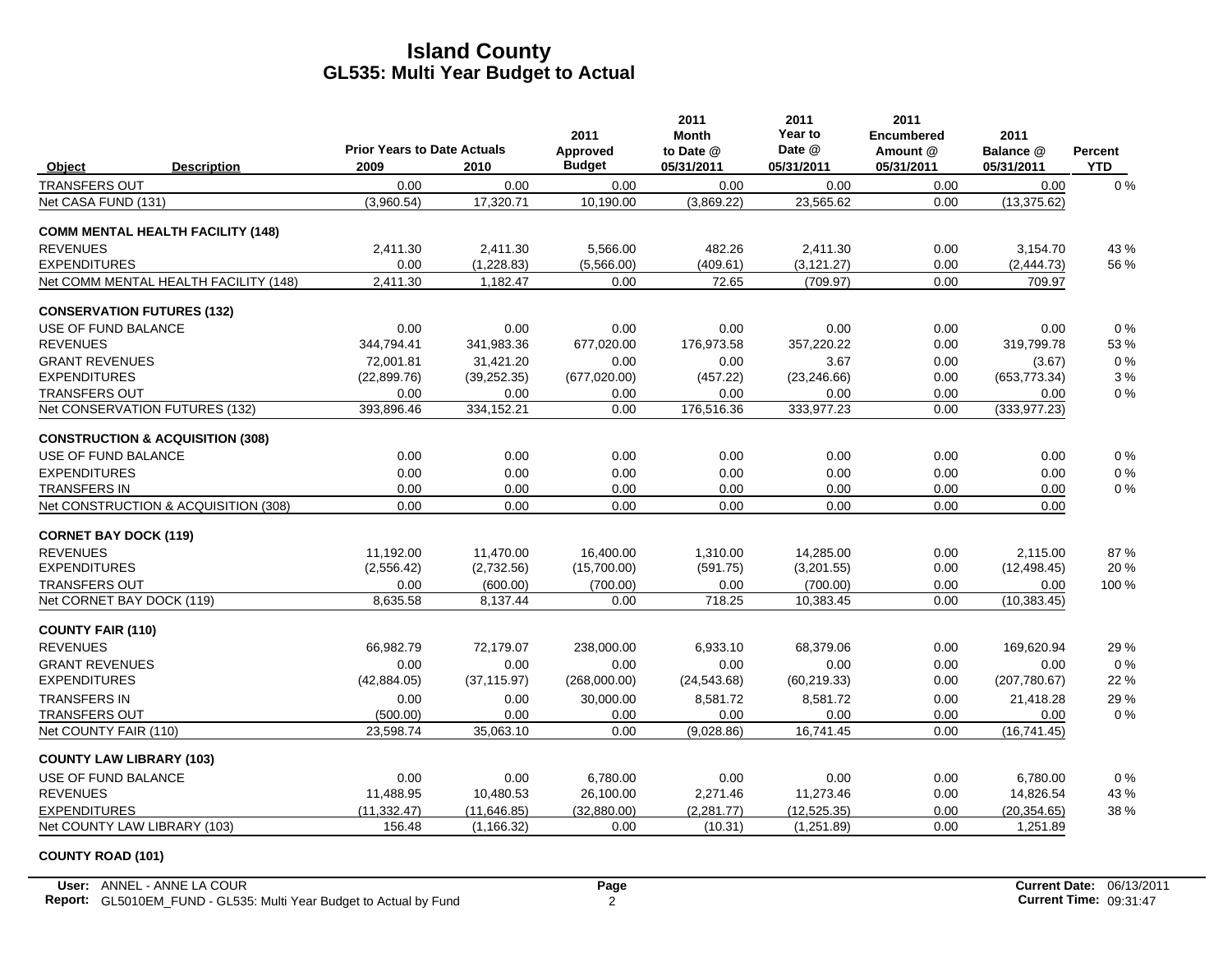# Island County
## GL535: Multi Year Budget to Actual

| Object | Description | Prior Years to Date Actuals 2009 | 2010 | 2011 Approved Budget | 2011 Month to Date @ 05/31/2011 | 2011 Year to Date @ 05/31/2011 | 2011 Encumbered Amount @ 05/31/2011 | 2011 Balance @ 05/31/2011 | Percent YTD |
|---|---|---|---|---|---|---|---|---|---|
| TRANSFERS OUT | | 0.00 | 0.00 | 0.00 | 0.00 | 0.00 | 0.00 | 0.00 | 0 % |
| Net CASA FUND (131) | | (3,960.54) | 17,320.71 | 10,190.00 | (3,869.22) | 23,565.62 | 0.00 | (13,375.62) | |
| **COMM MENTAL HEALTH FACILITY (148)** | | | | | | | | | |
| REVENUES | | 2,411.30 | 2,411.30 | 5,566.00 | 482.26 | 2,411.30 | 0.00 | 3,154.70 | 43 % |
| EXPENDITURES | | 0.00 | (1,228.83) | (5,566.00) | (409.61) | (3,121.27) | 0.00 | (2,444.73) | 56 % |
| Net COMM MENTAL HEALTH FACILITY (148) | | 2,411.30 | 1,182.47 | 0.00 | 72.65 | (709.97) | 0.00 | 709.97 | |
| **CONSERVATION FUTURES (132)** | | | | | | | | | |
| USE OF FUND BALANCE | | 0.00 | 0.00 | 0.00 | 0.00 | 0.00 | 0.00 | 0.00 | 0 % |
| REVENUES | | 344,794.41 | 341,983.36 | 677,020.00 | 176,973.58 | 357,220.22 | 0.00 | 319,799.78 | 53 % |
| GRANT REVENUES | | 72,001.81 | 31,421.20 | 0.00 | 0.00 | 3.67 | 0.00 | (3.67) | 0 % |
| EXPENDITURES | | (22,899.76) | (39,252.35) | (677,020.00) | (457.22) | (23,246.66) | 0.00 | (653,773.34) | 3 % |
| TRANSFERS OUT | | 0.00 | 0.00 | 0.00 | 0.00 | 0.00 | 0.00 | 0.00 | 0 % |
| Net CONSERVATION FUTURES (132) | | 393,896.46 | 334,152.21 | 0.00 | 176,516.36 | 333,977.23 | 0.00 | (333,977.23) | |
| **CONSTRUCTION & ACQUISITION (308)** | | | | | | | | | |
| USE OF FUND BALANCE | | 0.00 | 0.00 | 0.00 | 0.00 | 0.00 | 0.00 | 0.00 | 0 % |
| EXPENDITURES | | 0.00 | 0.00 | 0.00 | 0.00 | 0.00 | 0.00 | 0.00 | 0 % |
| TRANSFERS IN | | 0.00 | 0.00 | 0.00 | 0.00 | 0.00 | 0.00 | 0.00 | 0 % |
| Net CONSTRUCTION & ACQUISITION (308) | | 0.00 | 0.00 | 0.00 | 0.00 | 0.00 | 0.00 | 0.00 | |
| **CORNET BAY DOCK (119)** | | | | | | | | | |
| REVENUES | | 11,192.00 | 11,470.00 | 16,400.00 | 1,310.00 | 14,285.00 | 0.00 | 2,115.00 | 87 % |
| EXPENDITURES | | (2,556.42) | (2,732.56) | (15,700.00) | (591.75) | (3,201.55) | 0.00 | (12,498.45) | 20 % |
| TRANSFERS OUT | | 0.00 | (600.00) | (700.00) | 0.00 | (700.00) | 0.00 | 0.00 | 100 % |
| Net CORNET BAY DOCK (119) | | 8,635.58 | 8,137.44 | 0.00 | 718.25 | 10,383.45 | 0.00 | (10,383.45) | |
| **COUNTY FAIR (110)** | | | | | | | | | |
| REVENUES | | 66,982.79 | 72,179.07 | 238,000.00 | 6,933.10 | 68,379.06 | 0.00 | 169,620.94 | 29 % |
| GRANT REVENUES | | 0.00 | 0.00 | 0.00 | 0.00 | 0.00 | 0.00 | 0.00 | 0 % |
| EXPENDITURES | | (42,884.05) | (37,115.97) | (268,000.00) | (24,543.68) | (60,219.33) | 0.00 | (207,780.67) | 22 % |
| TRANSFERS IN | | 0.00 | 0.00 | 30,000.00 | 8,581.72 | 8,581.72 | 0.00 | 21,418.28 | 29 % |
| TRANSFERS OUT | | (500.00) | 0.00 | 0.00 | 0.00 | 0.00 | 0.00 | 0.00 | 0 % |
| Net COUNTY FAIR (110) | | 23,598.74 | 35,063.10 | 0.00 | (9,028.86) | 16,741.45 | 0.00 | (16,741.45) | |
| **COUNTY LAW LIBRARY (103)** | | | | | | | | | |
| USE OF FUND BALANCE | | 0.00 | 0.00 | 6,780.00 | 0.00 | 0.00 | 0.00 | 6,780.00 | 0 % |
| REVENUES | | 11,488.95 | 10,480.53 | 26,100.00 | 2,271.46 | 11,273.46 | 0.00 | 14,826.54 | 43 % |
| EXPENDITURES | | (11,332.47) | (11,646.85) | (32,880.00) | (2,281.77) | (12,525.35) | 0.00 | (20,354.65) | 38 % |
| Net COUNTY LAW LIBRARY (103) | | 156.48 | (1,166.32) | 0.00 | (10.31) | (1,251.89) | 0.00 | 1,251.89 | |
| **COUNTY ROAD (101)** | | | | | | | | | |

User: ANNEL - ANNE LA COUR
Report: GL5010EM_FUND - GL535: Multi Year Budget to Actual by Fund
Current Date: 06/13/2011
Current Time: 09:31:47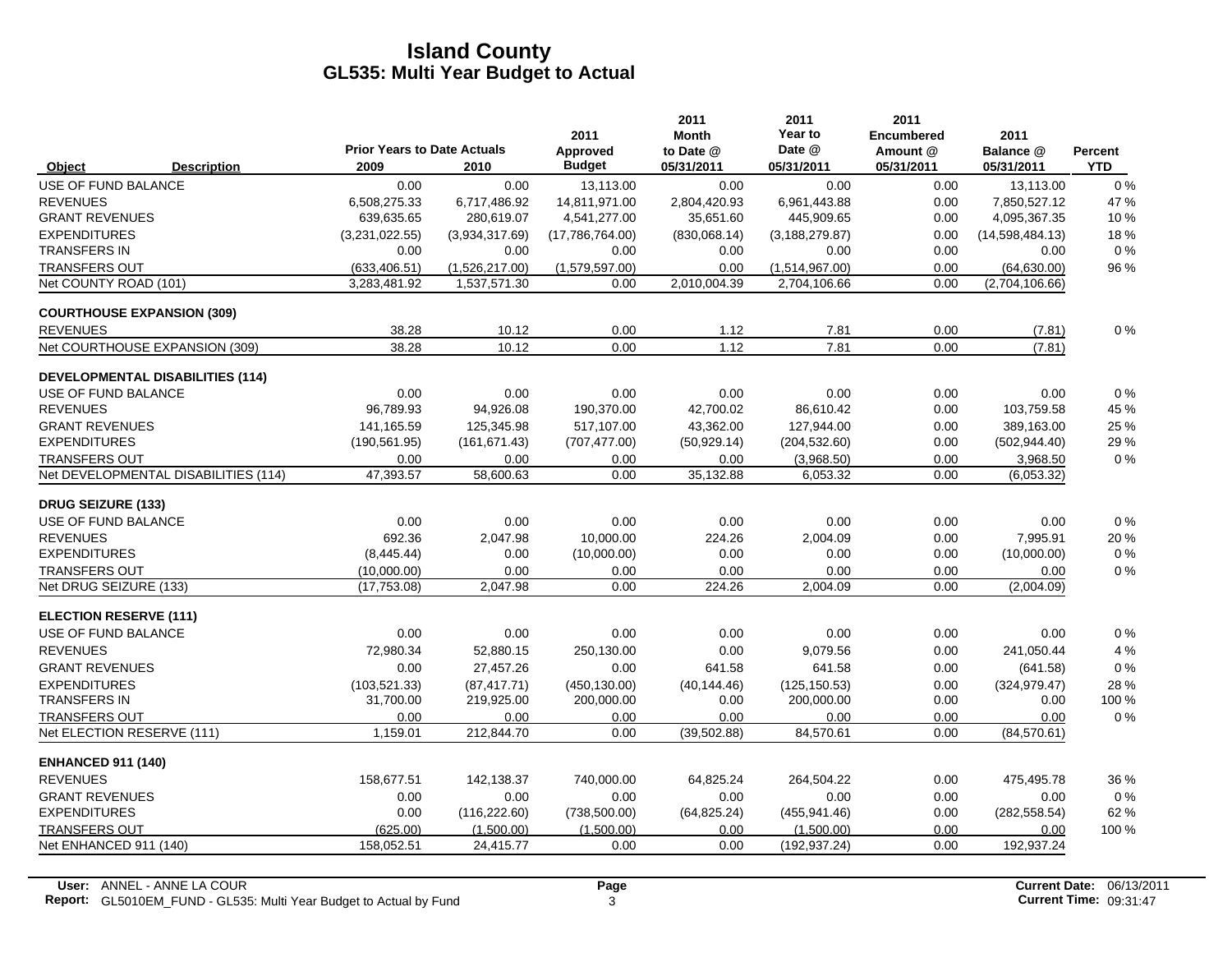# Island County

## GL535: Multi Year Budget to Actual

| Object | Description | Prior Years to Date Actuals 2009 | 2010 | 2011 Approved Budget | 2011 Month to Date @ 05/31/2011 | 2011 Year to Date @ 05/31/2011 | 2011 Encumbered Amount @ 05/31/2011 | 2011 Balance @ 05/31/2011 | Percent YTD |
|---|---|---|---|---|---|---|---|---|---|
| USE OF FUND BALANCE | | 0.00 | 0.00 | 13,113.00 | 0.00 | 0.00 | 0.00 | 13,113.00 | 0 % |
| REVENUES | | 6,508,275.33 | 6,717,486.92 | 14,811,971.00 | 2,804,420.93 | 6,961,443.88 | 0.00 | 7,850,527.12 | 47 % |
| GRANT REVENUES | | 639,635.65 | 280,619.07 | 4,541,277.00 | 35,651.60 | 445,909.65 | 0.00 | 4,095,367.35 | 10 % |
| EXPENDITURES | | (3,231,022.55) | (3,934,317.69) | (17,786,764.00) | (830,068.14) | (3,188,279.87) | 0.00 | (14,598,484.13) | 18 % |
| TRANSFERS IN | | 0.00 | 0.00 | 0.00 | 0.00 | 0.00 | 0.00 | 0.00 | 0 % |
| TRANSFERS OUT | | (633,406.51) | (1,526,217.00) | (1,579,597.00) | 0.00 | (1,514,967.00) | 0.00 | (64,630.00) | 96 % |
| Net COUNTY ROAD (101) | | 3,283,481.92 | 1,537,571.30 | 0.00 | 2,010,004.39 | 2,704,106.66 | 0.00 | (2,704,106.66) | |
| **COURTHOUSE EXPANSION (309)** | | | | | | | | | |
| REVENUES | | 38.28 | 10.12 | 0.00 | 1.12 | 7.81 | 0.00 | (7.81) | 0 % |
| Net COURTHOUSE EXPANSION (309) | | 38.28 | 10.12 | 0.00 | 1.12 | 7.81 | 0.00 | (7.81) | |
| **DEVELOPMENTAL DISABILITIES (114)** | | | | | | | | | |
| USE OF FUND BALANCE | | 0.00 | 0.00 | 0.00 | 0.00 | 0.00 | 0.00 | 0.00 | 0 % |
| REVENUES | | 96,789.93 | 94,926.08 | 190,370.00 | 42,700.02 | 86,610.42 | 0.00 | 103,759.58 | 45 % |
| GRANT REVENUES | | 141,165.59 | 125,345.98 | 517,107.00 | 43,362.00 | 127,944.00 | 0.00 | 389,163.00 | 25 % |
| EXPENDITURES | | (190,561.95) | (161,671.43) | (707,477.00) | (50,929.14) | (204,532.60) | 0.00 | (502,944.40) | 29 % |
| TRANSFERS OUT | | 0.00 | 0.00 | 0.00 | 0.00 | (3,968.50) | 0.00 | 3,968.50 | 0 % |
| Net DEVELOPMENTAL DISABILITIES (114) | | 47,393.57 | 58,600.63 | 0.00 | 35,132.88 | 6,053.32 | 0.00 | (6,053.32) | |
| **DRUG SEIZURE (133)** | | | | | | | | | |
| USE OF FUND BALANCE | | 0.00 | 0.00 | 0.00 | 0.00 | 0.00 | 0.00 | 0.00 | 0 % |
| REVENUES | | 692.36 | 2,047.98 | 10,000.00 | 224.26 | 2,004.09 | 0.00 | 7,995.91 | 20 % |
| EXPENDITURES | | (8,445.44) | 0.00 | (10,000.00) | 0.00 | 0.00 | 0.00 | (10,000.00) | 0 % |
| TRANSFERS OUT | | (10,000.00) | 0.00 | 0.00 | 0.00 | 0.00 | 0.00 | 0.00 | 0 % |
| Net DRUG SEIZURE (133) | | (17,753.08) | 2,047.98 | 0.00 | 224.26 | 2,004.09 | 0.00 | (2,004.09) | |
| **ELECTION RESERVE (111)** | | | | | | | | | |
| USE OF FUND BALANCE | | 0.00 | 0.00 | 0.00 | 0.00 | 0.00 | 0.00 | 0.00 | 0 % |
| REVENUES | | 72,980.34 | 52,880.15 | 250,130.00 | 0.00 | 9,079.56 | 0.00 | 241,050.44 | 4 % |
| GRANT REVENUES | | 0.00 | 27,457.26 | 0.00 | 641.58 | 641.58 | 0.00 | (641.58) | 0 % |
| EXPENDITURES | | (103,521.33) | (87,417.71) | (450,130.00) | (40,144.46) | (125,150.53) | 0.00 | (324,979.47) | 28 % |
| TRANSFERS IN | | 31,700.00 | 219,925.00 | 200,000.00 | 0.00 | 200,000.00 | 0.00 | 0.00 | 100 % |
| TRANSFERS OUT | | 0.00 | 0.00 | 0.00 | 0.00 | 0.00 | 0.00 | 0.00 | 0 % |
| Net ELECTION RESERVE (111) | | 1,159.01 | 212,844.70 | 0.00 | (39,502.88) | 84,570.61 | 0.00 | (84,570.61) | |
| **ENHANCED 911 (140)** | | | | | | | | | |
| REVENUES | | 158,677.51 | 142,138.37 | 740,000.00 | 64,825.24 | 264,504.22 | 0.00 | 475,495.78 | 36 % |
| GRANT REVENUES | | 0.00 | 0.00 | 0.00 | 0.00 | 0.00 | 0.00 | 0.00 | 0 % |
| EXPENDITURES | | 0.00 | (116,222.60) | (738,500.00) | (64,825.24) | (455,941.46) | 0.00 | (282,558.54) | 62 % |
| TRANSFERS OUT | | (625.00) | (1,500.00) | (1,500.00) | 0.00 | (1,500.00) | 0.00 | 0.00 | 100 % |
| Net ENHANCED 911 (140) | | 158,052.51 | 24,415.77 | 0.00 | 0.00 | (192,937.24) | 0.00 | 192,937.24 | |

**User:** ANNEL - ANNE LA COUR
**Report:** GL5010EM_FUND - GL535: Multi Year Budget to Actual by Fund
**Current Date:** 06/13/2011
**Current Time:** 09:31:47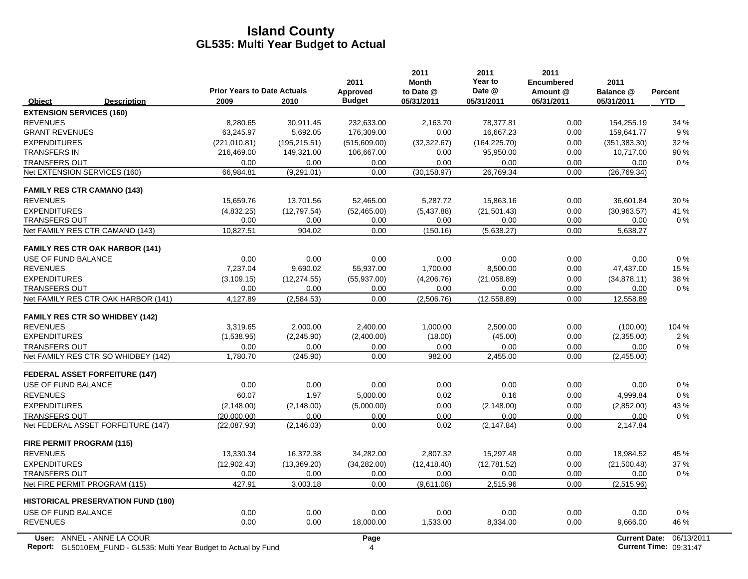# Island County
## GL535: Multi Year Budget to Actual

| Object | Description | Prior Years to Date Actuals 2009 | 2010 | 2011 Approved Budget | 2011 Month to Date @ 05/31/2011 | 2011 Year to Date @ 05/31/2011 | 2011 Encumbered Amount @ 05/31/2011 | 2011 Balance @ 05/31/2011 | Percent YTD |
|---|---|---|---|---|---|---|---|---|---|
| **EXTENSION SERVICES (160)** | | | | | | | | | |
| REVENUES | | 8,280.65 | 30,911.45 | 232,633.00 | 2,163.70 | 78,377.81 | 0.00 | 154,255.19 | 34 % |
| GRANT REVENUES | | 63,245.97 | 5,692.05 | 176,309.00 | 0.00 | 16,667.23 | 0.00 | 159,641.77 | 9 % |
| EXPENDITURES | | (221,010.81) | (195,215.51) | (515,609.00) | (32,322.67) | (164,225.70) | 0.00 | (351,383.30) | 32 % |
| TRANSFERS IN | | 216,469.00 | 149,321.00 | 106,667.00 | 0.00 | 95,950.00 | 0.00 | 10,717.00 | 90 % |
| TRANSFERS OUT | | 0.00 | 0.00 | 0.00 | 0.00 | 0.00 | 0.00 | 0.00 | 0 % |
| Net EXTENSION SERVICES (160) | | 66,984.81 | (9,291.01) | 0.00 | (30,158.97) | 26,769.34 | 0.00 | (26,769.34) | |
| **FAMILY RES CTR CAMANO (143)** | | | | | | | | | |
| REVENUES | | 15,659.76 | 13,701.56 | 52,465.00 | 5,287.72 | 15,863.16 | 0.00 | 36,601.84 | 30 % |
| EXPENDITURES | | (4,832.25) | (12,797.54) | (52,465.00) | (5,437.88) | (21,501.43) | 0.00 | (30,963.57) | 41 % |
| TRANSFERS OUT | | 0.00 | 0.00 | 0.00 | 0.00 | 0.00 | 0.00 | 0.00 | 0 % |
| Net FAMILY RES CTR CAMANO (143) | | 10,827.51 | 904.02 | 0.00 | (150.16) | (5,638.27) | 0.00 | 5,638.27 | |
| **FAMILY RES CTR OAK HARBOR (141)** | | | | | | | | | |
| USE OF FUND BALANCE | | 0.00 | 0.00 | 0.00 | 0.00 | 0.00 | 0.00 | 0.00 | 0 % |
| REVENUES | | 7,237.04 | 9,690.02 | 55,937.00 | 1,700.00 | 8,500.00 | 0.00 | 47,437.00 | 15 % |
| EXPENDITURES | | (3,109.15) | (12,274.55) | (55,937.00) | (4,206.76) | (21,058.89) | 0.00 | (34,878.11) | 38 % |
| TRANSFERS OUT | | 0.00 | 0.00 | 0.00 | 0.00 | 0.00 | 0.00 | 0.00 | 0 % |
| Net FAMILY RES CTR OAK HARBOR (141) | | 4,127.89 | (2,584.53) | 0.00 | (2,506.76) | (12,558.89) | 0.00 | 12,558.89 | |
| **FAMILY RES CTR SO WHIDBEY (142)** | | | | | | | | | |
| REVENUES | | 3,319.65 | 2,000.00 | 2,400.00 | 1,000.00 | 2,500.00 | 0.00 | (100.00) | 104 % |
| EXPENDITURES | | (1,538.95) | (2,245.90) | (2,400.00) | (18.00) | (45.00) | 0.00 | (2,355.00) | 2 % |
| TRANSFERS OUT | | 0.00 | 0.00 | 0.00 | 0.00 | 0.00 | 0.00 | 0.00 | 0 % |
| Net FAMILY RES CTR SO WHIDBEY (142) | | 1,780.70 | (245.90) | 0.00 | 982.00 | 2,455.00 | 0.00 | (2,455.00) | |
| **FEDERAL ASSET FORFEITURE (147)** | | | | | | | | | |
| USE OF FUND BALANCE | | 0.00 | 0.00 | 0.00 | 0.00 | 0.00 | 0.00 | 0.00 | 0 % |
| REVENUES | | 60.07 | 1.97 | 5,000.00 | 0.02 | 0.16 | 0.00 | 4,999.84 | 0 % |
| EXPENDITURES | | (2,148.00) | (2,148.00) | (5,000.00) | 0.00 | (2,148.00) | 0.00 | (2,852.00) | 43 % |
| TRANSFERS OUT | | (20,000.00) | 0.00 | 0.00 | 0.00 | 0.00 | 0.00 | 0.00 | 0 % |
| Net FEDERAL ASSET FORFEITURE (147) | | (22,087.93) | (2,146.03) | 0.00 | 0.02 | (2,147.84) | 0.00 | 2,147.84 | |
| **FIRE PERMIT PROGRAM (115)** | | | | | | | | | |
| REVENUES | | 13,330.34 | 16,372.38 | 34,282.00 | 2,807.32 | 15,297.48 | 0.00 | 18,984.52 | 45 % |
| EXPENDITURES | | (12,902.43) | (13,369.20) | (34,282.00) | (12,418.40) | (12,781.52) | 0.00 | (21,500.48) | 37 % |
| TRANSFERS OUT | | 0.00 | 0.00 | 0.00 | 0.00 | 0.00 | 0.00 | 0.00 | 0 % |
| Net FIRE PERMIT PROGRAM (115) | | 427.91 | 3,003.18 | 0.00 | (9,611.08) | 2,515.96 | 0.00 | (2,515.96) | |
| **HISTORICAL PRESERVATION FUND (180)** | | | | | | | | | |
| USE OF FUND BALANCE | | 0.00 | 0.00 | 0.00 | 0.00 | 0.00 | 0.00 | 0.00 | 0 % |
| REVENUES | | 0.00 | 0.00 | 18,000.00 | 1,533.00 | 8,334.00 | 0.00 | 9,666.00 | 46 % |

User: ANNEL - ANNE LA COUR
Report: GL5010EM_FUND - GL535: Multi Year Budget to Actual by Fund
Current Date: 06/13/2011
Current Time: 09:31:47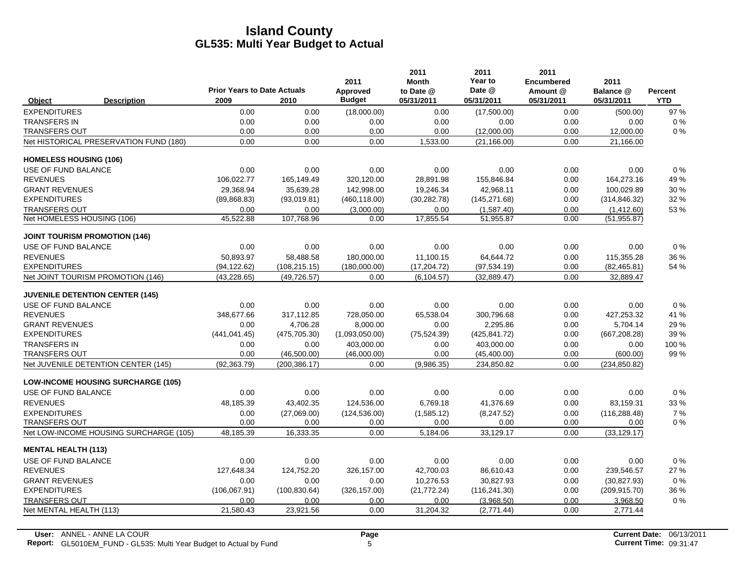# Island County
## GL535: Multi Year Budget to Actual

| Object | Description | Prior Years to Date Actuals 2009 | 2010 | 2011 Approved Budget | 2011 Month to Date @ 05/31/2011 | 2011 Year to Date @ 05/31/2011 | 2011 Encumbered Amount @ 05/31/2011 | 2011 Balance @ 05/31/2011 | Percent YTD |
|---|---|---|---|---|---|---|---|---|---|
| EXPENDITURES | | 0.00 | 0.00 | (18,000.00) | 0.00 | (17,500.00) | 0.00 | (500.00) | 97 % |
| TRANSFERS IN | | 0.00 | 0.00 | 0.00 | 0.00 | 0.00 | 0.00 | 0.00 | 0 % |
| TRANSFERS OUT | | 0.00 | 0.00 | 0.00 | 0.00 | (12,000.00) | 0.00 | 12,000.00 | 0 % |
| Net HISTORICAL PRESERVATION FUND (180) | | 0.00 | 0.00 | 0.00 | 1,533.00 | (21,166.00) | 0.00 | 21,166.00 | |
| **HOMELESS HOUSING (106)** | | | | | | | | | |
| USE OF FUND BALANCE | | 0.00 | 0.00 | 0.00 | 0.00 | 0.00 | 0.00 | 0.00 | 0 % |
| REVENUES | | 106,022.77 | 165,149.49 | 320,120.00 | 28,891.98 | 155,846.84 | 0.00 | 164,273.16 | 49 % |
| GRANT REVENUES | | 29,368.94 | 35,639.28 | 142,998.00 | 19,246.34 | 42,968.11 | 0.00 | 100,029.89 | 30 % |
| EXPENDITURES | | (89,868.83) | (93,019.81) | (460,118.00) | (30,282.78) | (145,271.68) | 0.00 | (314,846.32) | 32 % |
| TRANSFERS OUT | | 0.00 | 0.00 | (3,000.00) | 0.00 | (1,587.40) | 0.00 | (1,412.60) | 53 % |
| Net HOMELESS HOUSING (106) | | 45,522.88 | 107,768.96 | 0.00 | 17,855.54 | 51,955.87 | 0.00 | (51,955.87) | |
| **JOINT TOURISM PROMOTION (146)** | | | | | | | | | |
| USE OF FUND BALANCE | | 0.00 | 0.00 | 0.00 | 0.00 | 0.00 | 0.00 | 0.00 | 0 % |
| REVENUES | | 50,893.97 | 58,488.58 | 180,000.00 | 11,100.15 | 64,644.72 | 0.00 | 115,355.28 | 36 % |
| EXPENDITURES | | (94,122.62) | (108,215.15) | (180,000.00) | (17,204.72) | (97,534.19) | 0.00 | (82,465.81) | 54 % |
| Net JOINT TOURISM PROMOTION (146) | | (43,228.65) | (49,726.57) | 0.00 | (6,104.57) | (32,889.47) | 0.00 | 32,889.47 | |
| **JUVENILE DETENTION CENTER (145)** | | | | | | | | | |
| USE OF FUND BALANCE | | 0.00 | 0.00 | 0.00 | 0.00 | 0.00 | 0.00 | 0.00 | 0 % |
| REVENUES | | 348,677.66 | 317,112.85 | 728,050.00 | 65,538.04 | 300,796.68 | 0.00 | 427,253.32 | 41 % |
| GRANT REVENUES | | 0.00 | 4,706.28 | 8,000.00 | 0.00 | 2,295.86 | 0.00 | 5,704.14 | 29 % |
| EXPENDITURES | | (441,041.45) | (475,705.30) | (1,093,050.00) | (75,524.39) | (425,841.72) | 0.00 | (667,208.28) | 39 % |
| TRANSFERS IN | | 0.00 | 0.00 | 403,000.00 | 0.00 | 403,000.00 | 0.00 | 0.00 | 100 % |
| TRANSFERS OUT | | 0.00 | (46,500.00) | (46,000.00) | 0.00 | (45,400.00) | 0.00 | (600.00) | 99 % |
| Net JUVENILE DETENTION CENTER (145) | | (92,363.79) | (200,386.17) | 0.00 | (9,986.35) | 234,850.82 | 0.00 | (234,850.82) | |
| **LOW-INCOME HOUSING SURCHARGE (105)** | | | | | | | | | |
| USE OF FUND BALANCE | | 0.00 | 0.00 | 0.00 | 0.00 | 0.00 | 0.00 | 0.00 | 0 % |
| REVENUES | | 48,185.39 | 43,402.35 | 124,536.00 | 6,769.18 | 41,376.69 | 0.00 | 83,159.31 | 33 % |
| EXPENDITURES | | 0.00 | (27,069.00) | (124,536.00) | (1,585.12) | (8,247.52) | 0.00 | (116,288.48) | 7 % |
| TRANSFERS OUT | | 0.00 | 0.00 | 0.00 | 0.00 | 0.00 | 0.00 | 0.00 | 0 % |
| Net LOW-INCOME HOUSING SURCHARGE (105) | | 48,185.39 | 16,333.35 | 0.00 | 5,184.06 | 33,129.17 | 0.00 | (33,129.17) | |
| **MENTAL HEALTH (113)** | | | | | | | | | |
| USE OF FUND BALANCE | | 0.00 | 0.00 | 0.00 | 0.00 | 0.00 | 0.00 | 0.00 | 0 % |
| REVENUES | | 127,648.34 | 124,752.20 | 326,157.00 | 42,700.03 | 86,610.43 | 0.00 | 239,546.57 | 27 % |
| GRANT REVENUES | | 0.00 | 0.00 | 0.00 | 10,276.53 | 30,827.93 | 0.00 | (30,827.93) | 0 % |
| EXPENDITURES | | (106,067.91) | (100,830.64) | (326,157.00) | (21,772.24) | (116,241.30) | 0.00 | (209,915.70) | 36 % |
| TRANSFERS OUT | | 0.00 | 0.00 | 0.00 | 0.00 | (3,968.50) | 0.00 | 3,968.50 | 0 % |
| Net MENTAL HEALTH (113) | | 21,580.43 | 23,921.56 | 0.00 | 31,204.32 | (2,771.44) | 0.00 | 2,771.44 | |

**User:** ANNEL - ANNE LA COUR
**Report:** GL5010EM_FUND - GL535: Multi Year Budget to Actual by Fund

**Current Date:** 06/13/2011
**Current Time:** 09:31:47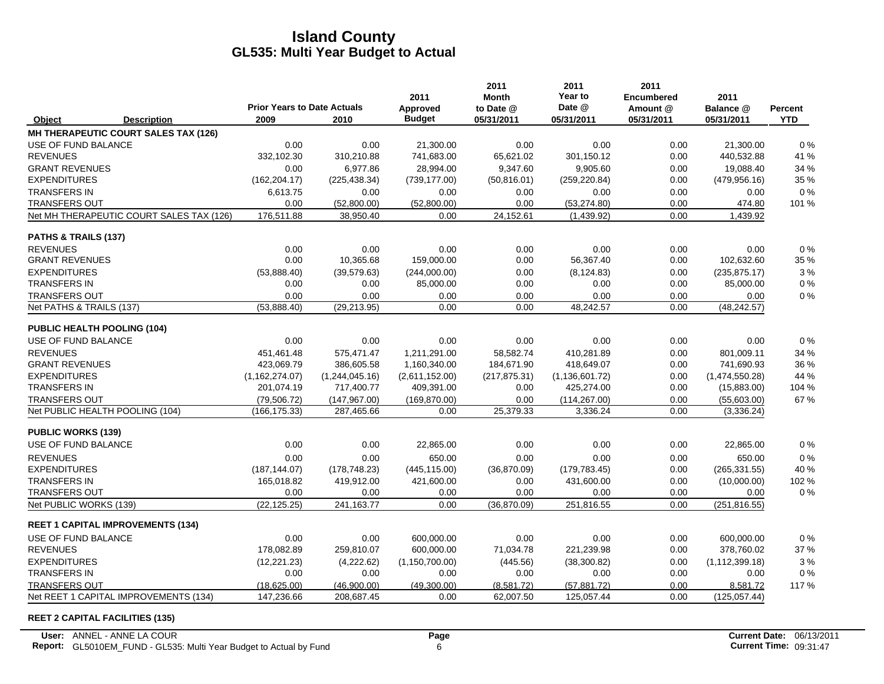# Island County
## GL535: Multi Year Budget to Actual

| Object | Description | Prior Years to Date Actuals 2009 | 2010 | 2011 Approved Budget | 2011 Month to Date @ 05/31/2011 | 2011 Year to Date @ 05/31/2011 | 2011 Encumbered Amount @ 05/31/2011 | 2011 Balance @ 05/31/2011 | Percent YTD |
|---|---|---|---|---|---|---|---|---|---|
| **MH THERAPEUTIC COURT SALES TAX (126)** | | | | | | | | | |
| USE OF FUND BALANCE | | 0.00 | 0.00 | 21,300.00 | 0.00 | 0.00 | 0.00 | 21,300.00 | 0 % |
| REVENUES | | 332,102.30 | 310,210.88 | 741,683.00 | 65,621.02 | 301,150.12 | 0.00 | 440,532.88 | 41 % |
| GRANT REVENUES | | 0.00 | 6,977.86 | 28,994.00 | 9,347.60 | 9,905.60 | 0.00 | 19,088.40 | 34 % |
| EXPENDITURES | | (162,204.17) | (225,438.34) | (739,177.00) | (50,816.01) | (259,220.84) | 0.00 | (479,956.16) | 35 % |
| TRANSFERS IN | | 6,613.75 | 0.00 | 0.00 | 0.00 | 0.00 | 0.00 | 0.00 | 0 % |
| TRANSFERS OUT | | 0.00 | (52,800.00) | (52,800.00) | 0.00 | (53,274.80) | 0.00 | 474.80 | 101 % |
| Net MH THERAPEUTIC COURT SALES TAX (126) | | 176,511.88 | 38,950.40 | 0.00 | 24,152.61 | (1,439.92) | 0.00 | 1,439.92 | |
| **PATHS & TRAILS (137)** | | | | | | | | | |
| REVENUES | | 0.00 | 0.00 | 0.00 | 0.00 | 0.00 | 0.00 | 0.00 | 0 % |
| GRANT REVENUES | | 0.00 | 10,365.68 | 159,000.00 | 0.00 | 56,367.40 | 0.00 | 102,632.60 | 35 % |
| EXPENDITURES | | (53,888.40) | (39,579.63) | (244,000.00) | 0.00 | (8,124.83) | 0.00 | (235,875.17) | 3 % |
| TRANSFERS IN | | 0.00 | 0.00 | 85,000.00 | 0.00 | 0.00 | 0.00 | 85,000.00 | 0 % |
| TRANSFERS OUT | | 0.00 | 0.00 | 0.00 | 0.00 | 0.00 | 0.00 | 0.00 | 0 % |
| Net PATHS & TRAILS (137) | | (53,888.40) | (29,213.95) | 0.00 | 0.00 | 48,242.57 | 0.00 | (48,242.57) | |
| **PUBLIC HEALTH POOLING (104)** | | | | | | | | | |
| USE OF FUND BALANCE | | 0.00 | 0.00 | 0.00 | 0.00 | 0.00 | 0.00 | 0.00 | 0 % |
| REVENUES | | 451,461.48 | 575,471.47 | 1,211,291.00 | 58,582.74 | 410,281.89 | 0.00 | 801,009.11 | 34 % |
| GRANT REVENUES | | 423,069.79 | 386,605.58 | 1,160,340.00 | 184,671.90 | 418,649.07 | 0.00 | 741,690.93 | 36 % |
| EXPENDITURES | | (1,162,274.07) | (1,244,045.16) | (2,611,152.00) | (217,875.31) | (1,136,601.72) | 0.00 | (1,474,550.28) | 44 % |
| TRANSFERS IN | | 201,074.19 | 717,400.77 | 409,391.00 | 0.00 | 425,274.00 | 0.00 | (15,883.00) | 104 % |
| TRANSFERS OUT | | (79,506.72) | (147,967.00) | (169,870.00) | 0.00 | (114,267.00) | 0.00 | (55,603.00) | 67 % |
| Net PUBLIC HEALTH POOLING (104) | | (166,175.33) | 287,465.66 | 0.00 | 25,379.33 | 3,336.24 | 0.00 | (3,336.24) | |
| **PUBLIC WORKS (139)** | | | | | | | | | |
| USE OF FUND BALANCE | | 0.00 | 0.00 | 22,865.00 | 0.00 | 0.00 | 0.00 | 22,865.00 | 0 % |
| REVENUES | | 0.00 | 0.00 | 650.00 | 0.00 | 0.00 | 0.00 | 650.00 | 0 % |
| EXPENDITURES | | (187,144.07) | (178,748.23) | (445,115.00) | (36,870.09) | (179,783.45) | 0.00 | (265,331.55) | 40 % |
| TRANSFERS IN | | 165,018.82 | 419,912.00 | 421,600.00 | 0.00 | 431,600.00 | 0.00 | (10,000.00) | 102 % |
| TRANSFERS OUT | | 0.00 | 0.00 | 0.00 | 0.00 | 0.00 | 0.00 | 0.00 | 0 % |
| Net PUBLIC WORKS (139) | | (22,125.25) | 241,163.77 | 0.00 | (36,870.09) | 251,816.55 | 0.00 | (251,816.55) | |
| **REET 1 CAPITAL IMPROVEMENTS (134)** | | | | | | | | | |
| USE OF FUND BALANCE | | 0.00 | 0.00 | 600,000.00 | 0.00 | 0.00 | 0.00 | 600,000.00 | 0 % |
| REVENUES | | 178,082.89 | 259,810.07 | 600,000.00 | 71,034.78 | 221,239.98 | 0.00 | 378,760.02 | 37 % |
| EXPENDITURES | | (12,221.23) | (4,222.62) | (1,150,700.00) | (445.56) | (38,300.82) | 0.00 | (1,112,399.18) | 3 % |
| TRANSFERS IN | | 0.00 | 0.00 | 0.00 | 0.00 | 0.00 | 0.00 | 0.00 | 0 % |
| TRANSFERS OUT | | (18,625.00) | (46,900.00) | (49,300.00) | (8,581.72) | (57,881.72) | 0.00 | 8,581.72 | 117 % |
| Net REET 1 CAPITAL IMPROVEMENTS (134) | | 147,236.66 | 208,687.45 | 0.00 | 62,007.50 | 125,057.44 | 0.00 | (125,057.44) | |
| **REET 2 CAPITAL FACILITIES (135)** | | | | | | | | | |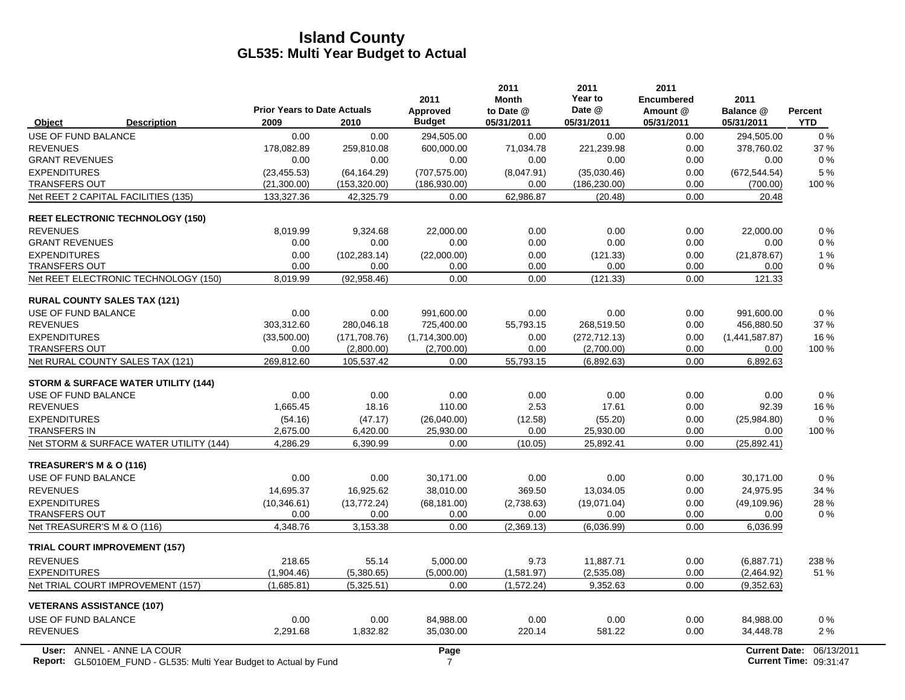# Island County
## GL535: Multi Year Budget to Actual

| Object | Description | Prior Years to Date Actuals 2009 | 2010 | 2011 Approved Budget | 2011 Month to Date @ 05/31/2011 | 2011 Year to Date @ 05/31/2011 | 2011 Encumbered Amount @ 05/31/2011 | 2011 Balance @ 05/31/2011 | Percent YTD |
|---|---|---|---|---|---|---|---|---|---|
| USE OF FUND BALANCE | | 0.00 | 0.00 | 294,505.00 | 0.00 | 0.00 | 0.00 | 294,505.00 | 0 % |
| REVENUES | | 178,082.89 | 259,810.08 | 600,000.00 | 71,034.78 | 221,239.98 | 0.00 | 378,760.02 | 37 % |
| GRANT REVENUES | | 0.00 | 0.00 | 0.00 | 0.00 | 0.00 | 0.00 | 0.00 | 0 % |
| EXPENDITURES | | (23,455.53) | (64,164.29) | (707,575.00) | (8,047.91) | (35,030.46) | 0.00 | (672,544.54) | 5 % |
| TRANSFERS OUT | | (21,300.00) | (153,320.00) | (186,930.00) | 0.00 | (186,230.00) | 0.00 | (700.00) | 100 % |
| Net REET 2 CAPITAL FACILITIES (135) | | 133,327.36 | 42,325.79 | 0.00 | 62,986.87 | (20.48) | 0.00 | 20.48 | |
| **REET ELECTRONIC TECHNOLOGY (150)** | | | | | | | | | |
| REVENUES | | 8,019.99 | 9,324.68 | 22,000.00 | 0.00 | 0.00 | 0.00 | 22,000.00 | 0 % |
| GRANT REVENUES | | 0.00 | 0.00 | 0.00 | 0.00 | 0.00 | 0.00 | 0.00 | 0 % |
| EXPENDITURES | | 0.00 | (102,283.14) | (22,000.00) | 0.00 | (121.33) | 0.00 | (21,878.67) | 1 % |
| TRANSFERS OUT | | 0.00 | 0.00 | 0.00 | 0.00 | 0.00 | 0.00 | 0.00 | 0 % |
| Net REET ELECTRONIC TECHNOLOGY (150) | | 8,019.99 | (92,958.46) | 0.00 | 0.00 | (121.33) | 0.00 | 121.33 | |
| **RURAL COUNTY SALES TAX (121)** | | | | | | | | | |
| USE OF FUND BALANCE | | 0.00 | 0.00 | 991,600.00 | 0.00 | 0.00 | 0.00 | 991,600.00 | 0 % |
| REVENUES | | 303,312.60 | 280,046.18 | 725,400.00 | 55,793.15 | 268,519.50 | 0.00 | 456,880.50 | 37 % |
| EXPENDITURES | | (33,500.00) | (171,708.76) | (1,714,300.00) | 0.00 | (272,712.13) | 0.00 | (1,441,587.87) | 16 % |
| TRANSFERS OUT | | 0.00 | (2,800.00) | (2,700.00) | 0.00 | (2,700.00) | 0.00 | 0.00 | 100 % |
| Net RURAL COUNTY SALES TAX (121) | | 269,812.60 | 105,537.42 | 0.00 | 55,793.15 | (6,892.63) | 0.00 | 6,892.63 | |
| **STORM & SURFACE WATER UTILITY (144)** | | | | | | | | | |
| USE OF FUND BALANCE | | 0.00 | 0.00 | 0.00 | 0.00 | 0.00 | 0.00 | 0.00 | 0 % |
| REVENUES | | 1,665.45 | 18.16 | 110.00 | 2.53 | 17.61 | 0.00 | 92.39 | 16 % |
| EXPENDITURES | | (54.16) | (47.17) | (26,040.00) | (12.58) | (55.20) | 0.00 | (25,984.80) | 0 % |
| TRANSFERS IN | | 2,675.00 | 6,420.00 | 25,930.00 | 0.00 | 25,930.00 | 0.00 | 0.00 | 100 % |
| Net STORM & SURFACE WATER UTILITY (144) | | 4,286.29 | 6,390.99 | 0.00 | (10.05) | 25,892.41 | 0.00 | (25,892.41) | |
| **TREASURER'S M & O (116)** | | | | | | | | | |
| USE OF FUND BALANCE | | 0.00 | 0.00 | 30,171.00 | 0.00 | 0.00 | 0.00 | 30,171.00 | 0 % |
| REVENUES | | 14,695.37 | 16,925.62 | 38,010.00 | 369.50 | 13,034.05 | 0.00 | 24,975.95 | 34 % |
| EXPENDITURES | | (10,346.61) | (13,772.24) | (68,181.00) | (2,738.63) | (19,071.04) | 0.00 | (49,109.96) | 28 % |
| TRANSFERS OUT | | 0.00 | 0.00 | 0.00 | 0.00 | 0.00 | 0.00 | 0.00 | 0 % |
| Net TREASURER'S M & O (116) | | 4,348.76 | 3,153.38 | 0.00 | (2,369.13) | (6,036.99) | 0.00 | 6,036.99 | |
| **TRIAL COURT IMPROVEMENT (157)** | | | | | | | | | |
| REVENUES | | 218.65 | 55.14 | 5,000.00 | 9.73 | 11,887.71 | 0.00 | (6,887.71) | 238 % |
| EXPENDITURES | | (1,904.46) | (5,380.65) | (5,000.00) | (1,581.97) | (2,535.08) | 0.00 | (2,464.92) | 51 % |
| Net TRIAL COURT IMPROVEMENT (157) | | (1,685.81) | (5,325.51) | 0.00 | (1,572.24) | 9,352.63 | 0.00 | (9,352.63) | |
| **VETERANS ASSISTANCE (107)** | | | | | | | | | |
| USE OF FUND BALANCE | | 0.00 | 0.00 | 84,988.00 | 0.00 | 0.00 | 0.00 | 84,988.00 | 0 % |
| REVENUES | | 2,291.68 | 1,832.82 | 35,030.00 | 220.14 | 581.22 | 0.00 | 34,448.78 | 2 % |

User: ANNEL - ANNE LA COUR
Report: GL5010EM_FUND - GL535: Multi Year Budget to Actual by Fund
Current Date: 06/13/2011
Current Time: 09:31:47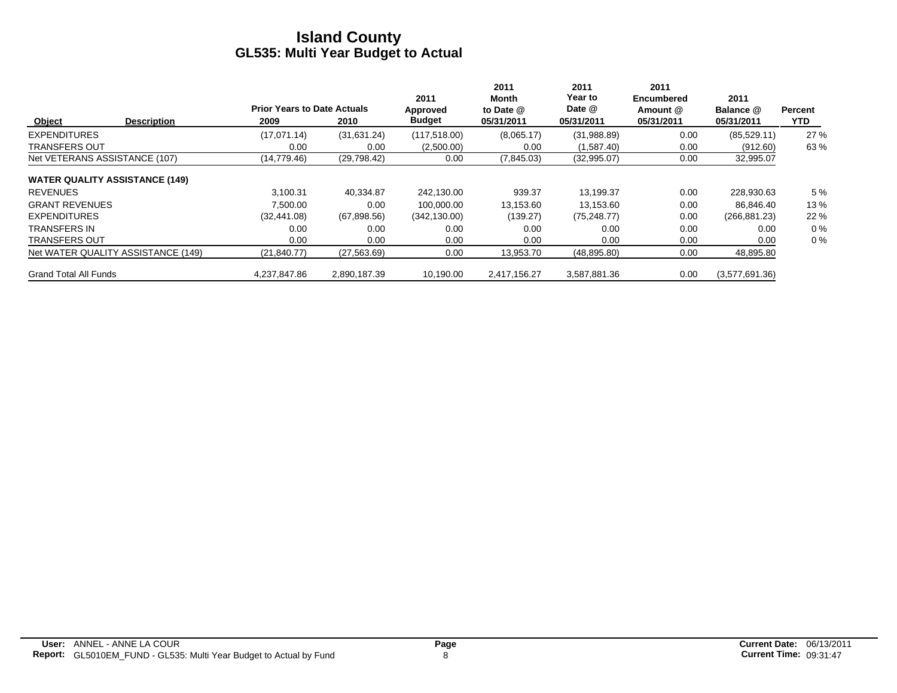# Island County
## GL535: Multi Year Budget to Actual

| Object | Description | Prior Years to Date Actuals 2009 | 2010 | 2011 Approved Budget | 2011 Month to Date @ 05/31/2011 | 2011 Year to Date @ 05/31/2011 | 2011 Encumbered Amount @ 05/31/2011 | 2011 Balance @ 05/31/2011 | Percent YTD |
|---|---|---|---|---|---|---|---|---|---|
| EXPENDITURES | | (17,071.14) | (31,631.24) | (117,518.00) | (8,065.17) | (31,988.89) | 0.00 | (85,529.11) | 27 % |
| TRANSFERS OUT | | 0.00 | 0.00 | (2,500.00) | 0.00 | (1,587.40) | 0.00 | (912.60) | 63 % |
| Net VETERANS ASSISTANCE (107) | | (14,779.46) | (29,798.42) | 0.00 | (7,845.03) | (32,995.07) | 0.00 | 32,995.07 | |
| **WATER QUALITY ASSISTANCE (149)** | | | | | | | | | |
| REVENUES | | 3,100.31 | 40,334.87 | 242,130.00 | 939.37 | 13,199.37 | 0.00 | 228,930.63 | 5 % |
| GRANT REVENUES | | 7,500.00 | 0.00 | 100,000.00 | 13,153.60 | 13,153.60 | 0.00 | 86,846.40 | 13 % |
| EXPENDITURES | | (32,441.08) | (67,898.56) | (342,130.00) | (139.27) | (75,248.77) | 0.00 | (266,881.23) | 22 % |
| TRANSFERS IN | | 0.00 | 0.00 | 0.00 | 0.00 | 0.00 | 0.00 | 0.00 | 0 % |
| TRANSFERS OUT | | 0.00 | 0.00 | 0.00 | 0.00 | 0.00 | 0.00 | 0.00 | 0 % |
| Net WATER QUALITY ASSISTANCE (149) | | (21,840.77) | (27,563.69) | 0.00 | 13,953.70 | (48,895.80) | 0.00 | 48,895.80 | |
| Grand Total All Funds | | 4,237,847.86 | 2,890,187.39 | 10,190.00 | 2,417,156.27 | 3,587,881.36 | 0.00 | (3,577,691.36) | |

**User:** ANNEL - ANNE LA COUR
**Report:** GL5010EM_FUND - GL535: Multi Year Budget to Actual by Fund
**Current Date:** 06/13/2011
**Current Time:** 09:31:47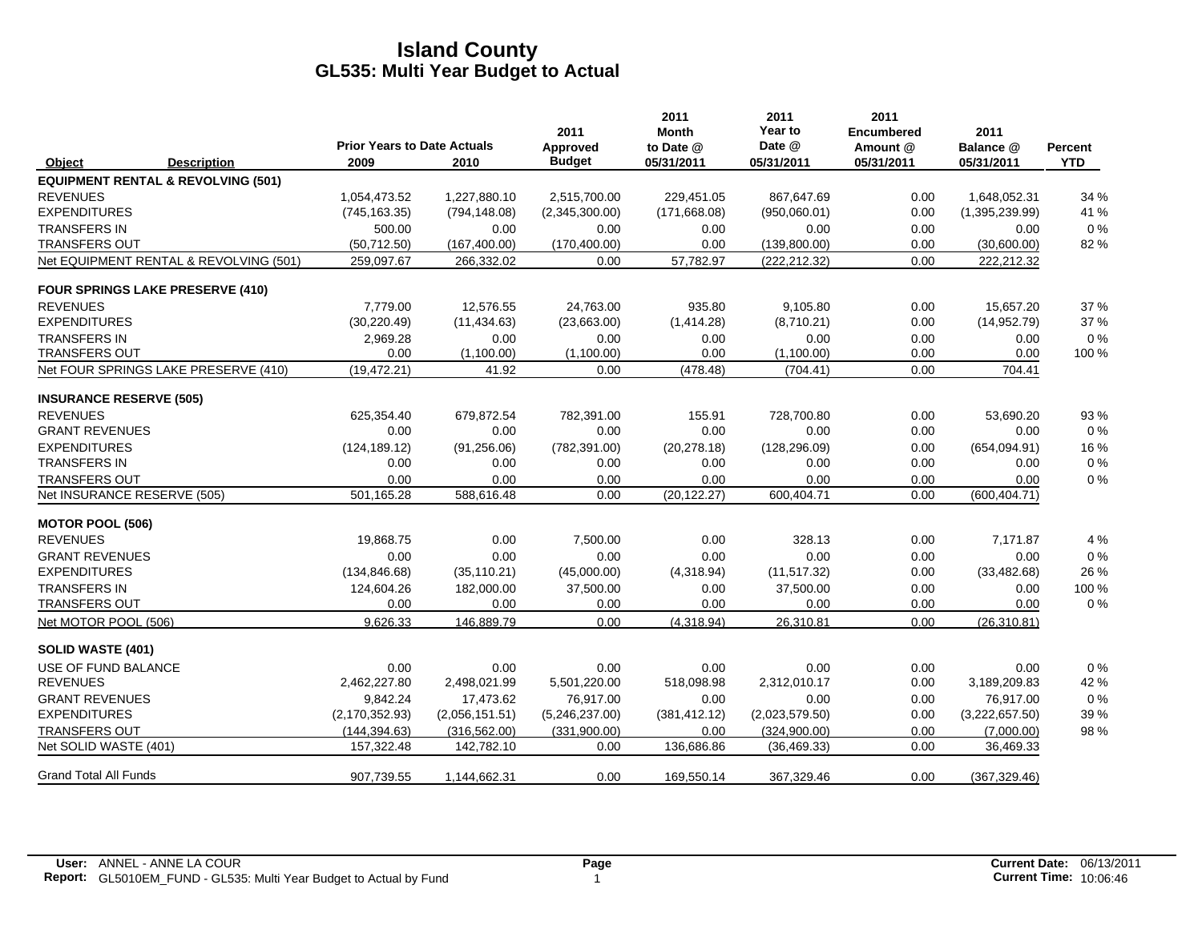# Island County
## GL535: Multi Year Budget to Actual

| Object | Description | Prior Years to Date Actuals 2009 | 2010 | 2011 Approved Budget | 2011 Month to Date @ 05/31/2011 | 2011 Year to Date @ 05/31/2011 | 2011 Encumbered Amount @ 05/31/2011 | 2011 Balance @ 05/31/2011 | Percent YTD |
|---|---|---|---|---|---|---|---|---|---|
| **EQUIPMENT RENTAL & REVOLVING (501)** | | | | | | | | | |
| REVENUES | | 1,054,473.52 | 1,227,880.10 | 2,515,700.00 | 229,451.05 | 867,647.69 | 0.00 | 1,648,052.31 | 34 % |
| EXPENDITURES | | (745,163.35) | (794,148.08) | (2,345,300.00) | (171,668.08) | (950,060.01) | 0.00 | (1,395,239.99) | 41 % |
| TRANSFERS IN | | 500.00 | 0.00 | 0.00 | 0.00 | 0.00 | 0.00 | 0.00 | 0 % |
| TRANSFERS OUT | | (50,712.50) | (167,400.00) | (170,400.00) | 0.00 | (139,800.00) | 0.00 | (30,600.00) | 82 % |
| Net EQUIPMENT RENTAL & REVOLVING (501) | | 259,097.67 | 266,332.02 | 0.00 | 57,782.97 | (222,212.32) | 0.00 | 222,212.32 | |
| **FOUR SPRINGS LAKE PRESERVE (410)** | | | | | | | | | |
| REVENUES | | 7,779.00 | 12,576.55 | 24,763.00 | 935.80 | 9,105.80 | 0.00 | 15,657.20 | 37 % |
| EXPENDITURES | | (30,220.49) | (11,434.63) | (23,663.00) | (1,414.28) | (8,710.21) | 0.00 | (14,952.79) | 37 % |
| TRANSFERS IN | | 2,969.28 | 0.00 | 0.00 | 0.00 | 0.00 | 0.00 | 0.00 | 0 % |
| TRANSFERS OUT | | 0.00 | (1,100.00) | (1,100.00) | 0.00 | (1,100.00) | 0.00 | 0.00 | 100 % |
| Net FOUR SPRINGS LAKE PRESERVE (410) | | (19,472.21) | 41.92 | 0.00 | (478.48) | (704.41) | 0.00 | 704.41 | |
| **INSURANCE RESERVE (505)** | | | | | | | | | |
| REVENUES | | 625,354.40 | 679,872.54 | 782,391.00 | 155.91 | 728,700.80 | 0.00 | 53,690.20 | 93 % |
| GRANT REVENUES | | 0.00 | 0.00 | 0.00 | 0.00 | 0.00 | 0.00 | 0.00 | 0 % |
| EXPENDITURES | | (124,189.12) | (91,256.06) | (782,391.00) | (20,278.18) | (128,296.09) | 0.00 | (654,094.91) | 16 % |
| TRANSFERS IN | | 0.00 | 0.00 | 0.00 | 0.00 | 0.00 | 0.00 | 0.00 | 0 % |
| TRANSFERS OUT | | 0.00 | 0.00 | 0.00 | 0.00 | 0.00 | 0.00 | 0.00 | 0 % |
| Net INSURANCE RESERVE (505) | | 501,165.28 | 588,616.48 | 0.00 | (20,122.27) | 600,404.71 | 0.00 | (600,404.71) | |
| **MOTOR POOL (506)** | | | | | | | | | |
| REVENUES | | 19,868.75 | 0.00 | 7,500.00 | 0.00 | 328.13 | 0.00 | 7,171.87 | 4 % |
| GRANT REVENUES | | 0.00 | 0.00 | 0.00 | 0.00 | 0.00 | 0.00 | 0.00 | 0 % |
| EXPENDITURES | | (134,846.68) | (35,110.21) | (45,000.00) | (4,318.94) | (11,517.32) | 0.00 | (33,482.68) | 26 % |
| TRANSFERS IN | | 124,604.26 | 182,000.00 | 37,500.00 | 0.00 | 37,500.00 | 0.00 | 0.00 | 100 % |
| TRANSFERS OUT | | 0.00 | 0.00 | 0.00 | 0.00 | 0.00 | 0.00 | 0.00 | 0 % |
| Net MOTOR POOL (506) | | 9,626.33 | 146,889.79 | 0.00 | (4,318.94) | 26,310.81 | 0.00 | (26,310.81) | |
| **SOLID WASTE (401)** | | | | | | | | | |
| USE OF FUND BALANCE | | 0.00 | 0.00 | 0.00 | 0.00 | 0.00 | 0.00 | 0.00 | 0 % |
| REVENUES | | 2,462,227.80 | 2,498,021.99 | 5,501,220.00 | 518,098.98 | 2,312,010.17 | 0.00 | 3,189,209.83 | 42 % |
| GRANT REVENUES | | 9,842.24 | 17,473.62 | 76,917.00 | 0.00 | 0.00 | 0.00 | 76,917.00 | 0 % |
| EXPENDITURES | | (2,170,352.93) | (2,056,151.51) | (5,246,237.00) | (381,412.12) | (2,023,579.50) | 0.00 | (3,222,657.50) | 39 % |
| TRANSFERS OUT | | (144,394.63) | (316,562.00) | (331,900.00) | 0.00 | (324,900.00) | 0.00 | (7,000.00) | 98 % |
| Net SOLID WASTE (401) | | 157,322.48 | 142,782.10 | 0.00 | 136,686.86 | (36,469.33) | 0.00 | 36,469.33 | |
| Grand Total All Funds | | 907,739.55 | 1,144,662.31 | 0.00 | 169,550.14 | 367,329.46 | 0.00 | (367,329.46) | |

**User:** ANNEL - ANNE LA COUR
**Report:** GL5010EM_FUND - GL535: Multi Year Budget to Actual by Fund

**Current Date:** 06/13/2011
**Current Time:** 10:06:46